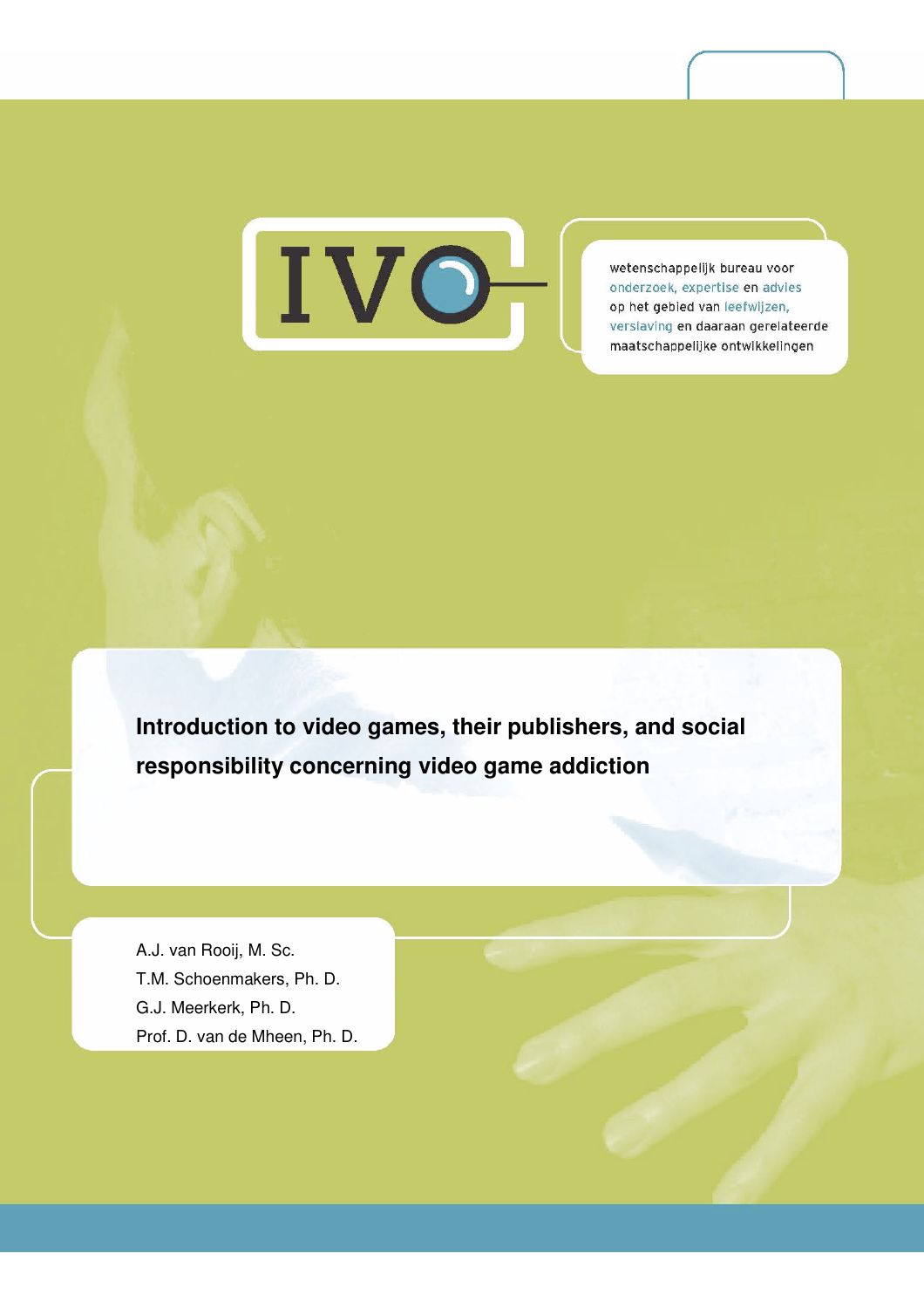IVO

wetenschappelijk bureau voor onderzoek, expertise en advies op het gebied van leefwijzen, verslaving en daaraan gerelateerde maatschappelijke ontwikkelingen

# Introduction to video games, their publishers, and social responsibility concerning video game addiction

A.J. van Rooij, M. Sc.
T.M. Schoenmakers, Ph. D.
G.J. Meerkerk, Ph. D.
Prof. D. van de Mheen, Ph. D.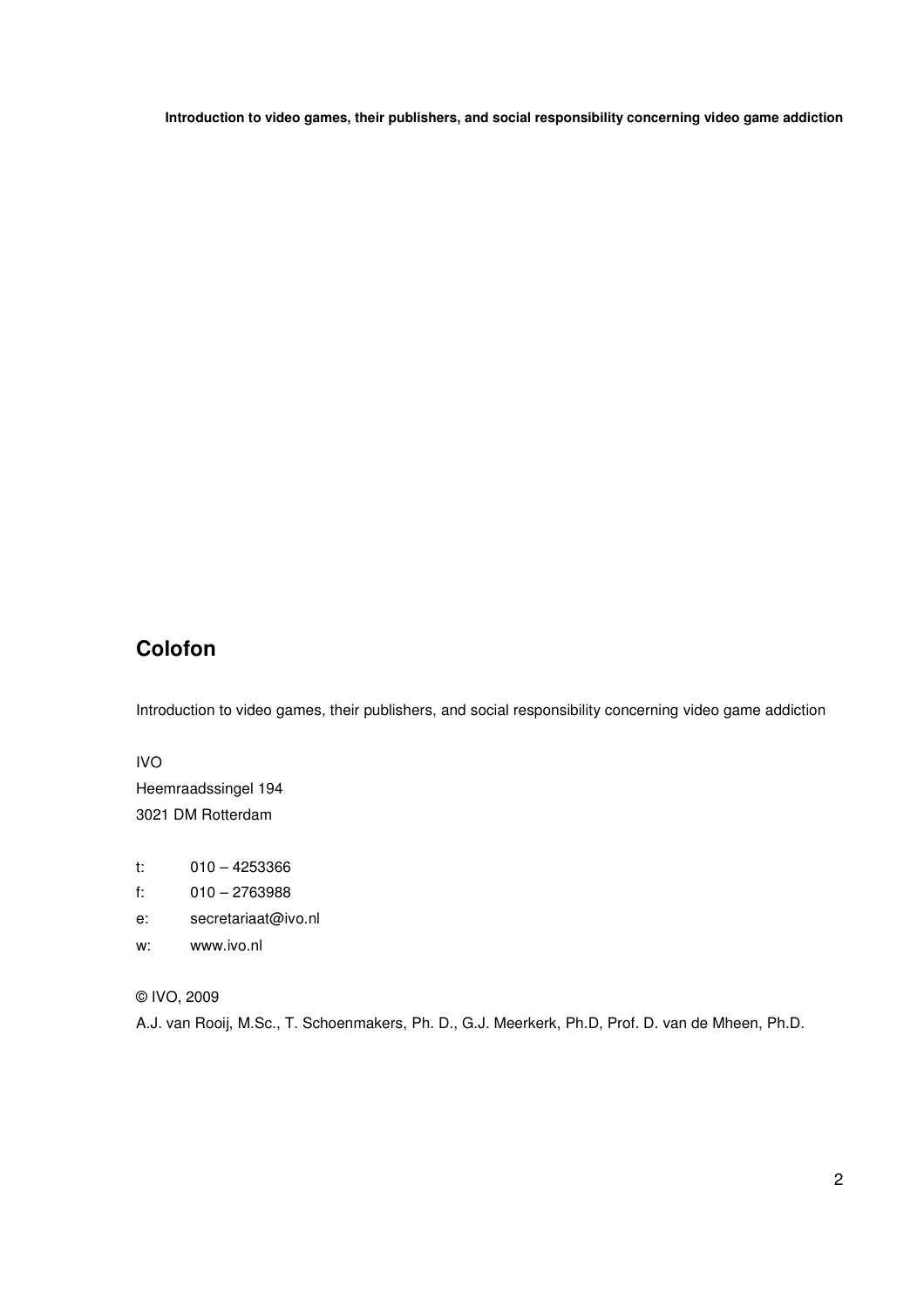## Colofon

Introduction to video games, their publishers, and social responsibility concerning video game addiction

IVO
Heemraadssingel 194
3021 DM Rotterdam

t: 010 – 4253366
f: 010 – 2763988
e: secretariaat@ivo.nl
w: www.ivo.nl

© IVO, 2009

A.J. van Rooij, M.Sc., T. Schoenmakers, Ph. D., G.J. Meerkerk, Ph.D, Prof. D. van de Mheen, Ph.D.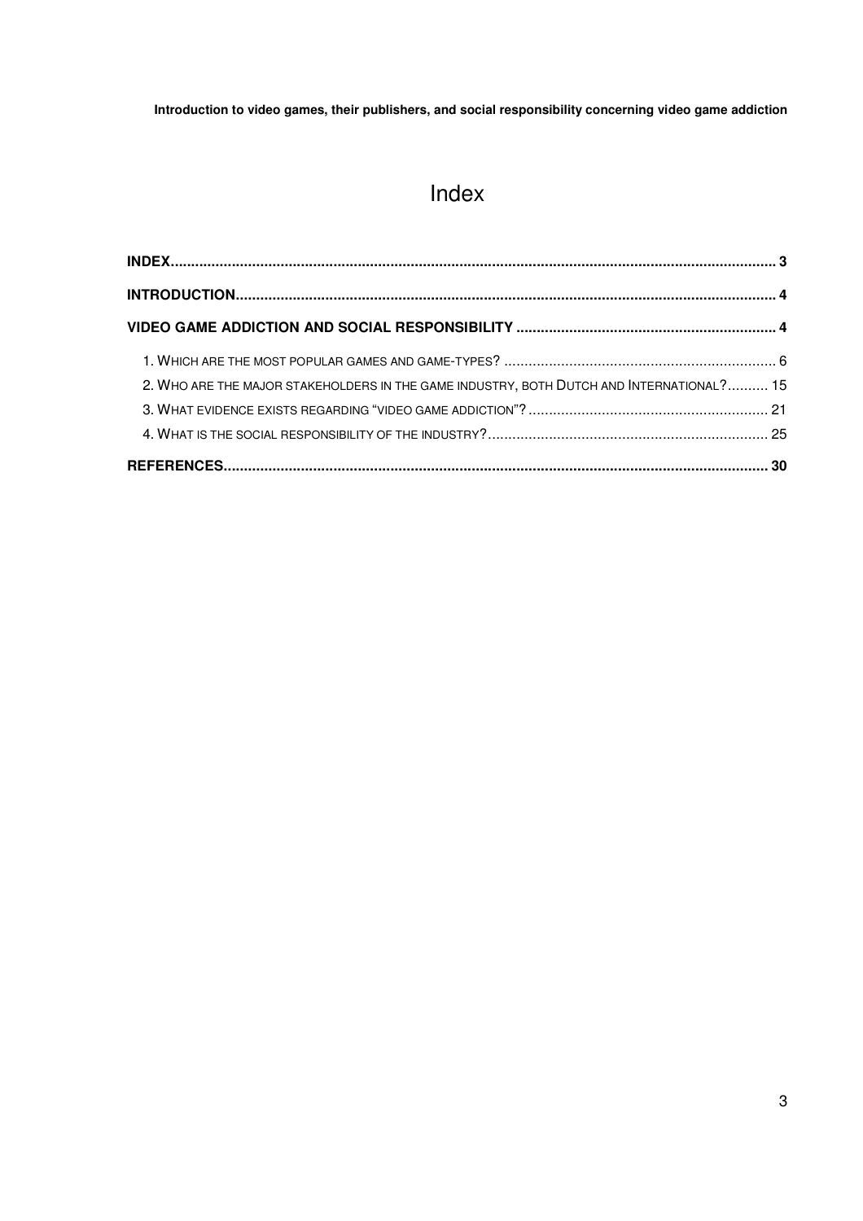# Index

**INDEX** ........ 3

**INTRODUCTION** ........ 4

**VIDEO GAME ADDICTION AND SOCIAL RESPONSIBILITY** ........ 4

1. WHICH ARE THE MOST POPULAR GAMES AND GAME-TYPES? ........ 6
2. WHO ARE THE MAJOR STAKEHOLDERS IN THE GAME INDUSTRY, BOTH DUTCH AND INTERNATIONAL? ........ 15
3. WHAT EVIDENCE EXISTS REGARDING "VIDEO GAME ADDICTION"? ........ 21
4. WHAT IS THE SOCIAL RESPONSIBILITY OF THE INDUSTRY? ........ 25

**REFERENCES** ........ 30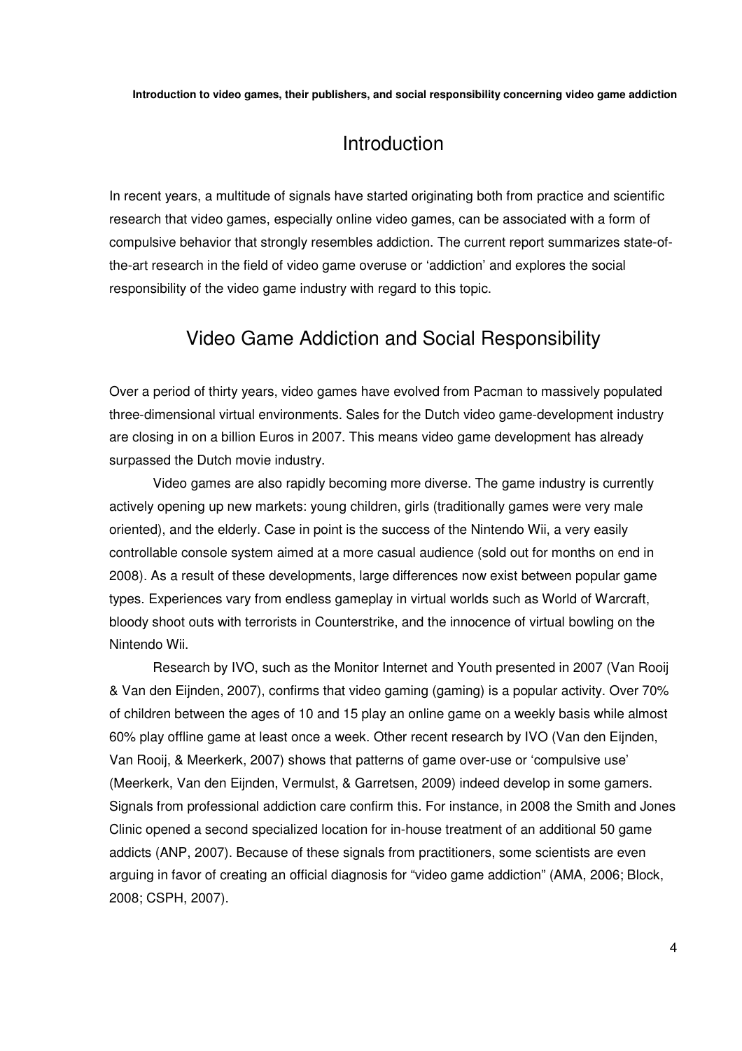## Introduction

In recent years, a multitude of signals have started originating both from practice and scientific research that video games, especially online video games, can be associated with a form of compulsive behavior that strongly resembles addiction. The current report summarizes state-of-the-art research in the field of video game overuse or 'addiction' and explores the social responsibility of the video game industry with regard to this topic.

## Video Game Addiction and Social Responsibility

Over a period of thirty years, video games have evolved from Pacman to massively populated three-dimensional virtual environments. Sales for the Dutch video game-development industry are closing in on a billion Euros in 2007. This means video game development has already surpassed the Dutch movie industry.

Video games are also rapidly becoming more diverse. The game industry is currently actively opening up new markets: young children, girls (traditionally games were very male oriented), and the elderly. Case in point is the success of the Nintendo Wii, a very easily controllable console system aimed at a more casual audience (sold out for months on end in 2008). As a result of these developments, large differences now exist between popular game types. Experiences vary from endless gameplay in virtual worlds such as World of Warcraft, bloody shoot outs with terrorists in Counterstrike, and the innocence of virtual bowling on the Nintendo Wii.

Research by IVO, such as the Monitor Internet and Youth presented in 2007 (Van Rooij & Van den Eijnden, 2007), confirms that video gaming (gaming) is a popular activity. Over 70% of children between the ages of 10 and 15 play an online game on a weekly basis while almost 60% play offline game at least once a week. Other recent research by IVO (Van den Eijnden, Van Rooij, & Meerkerk, 2007) shows that patterns of game over-use or 'compulsive use' (Meerkerk, Van den Eijnden, Vermulst, & Garretsen, 2009) indeed develop in some gamers. Signals from professional addiction care confirm this. For instance, in 2008 the Smith and Jones Clinic opened a second specialized location for in-house treatment of an additional 50 game addicts (ANP, 2007). Because of these signals from practitioners, some scientists are even arguing in favor of creating an official diagnosis for "video game addiction" (AMA, 2006; Block, 2008; CSPH, 2007).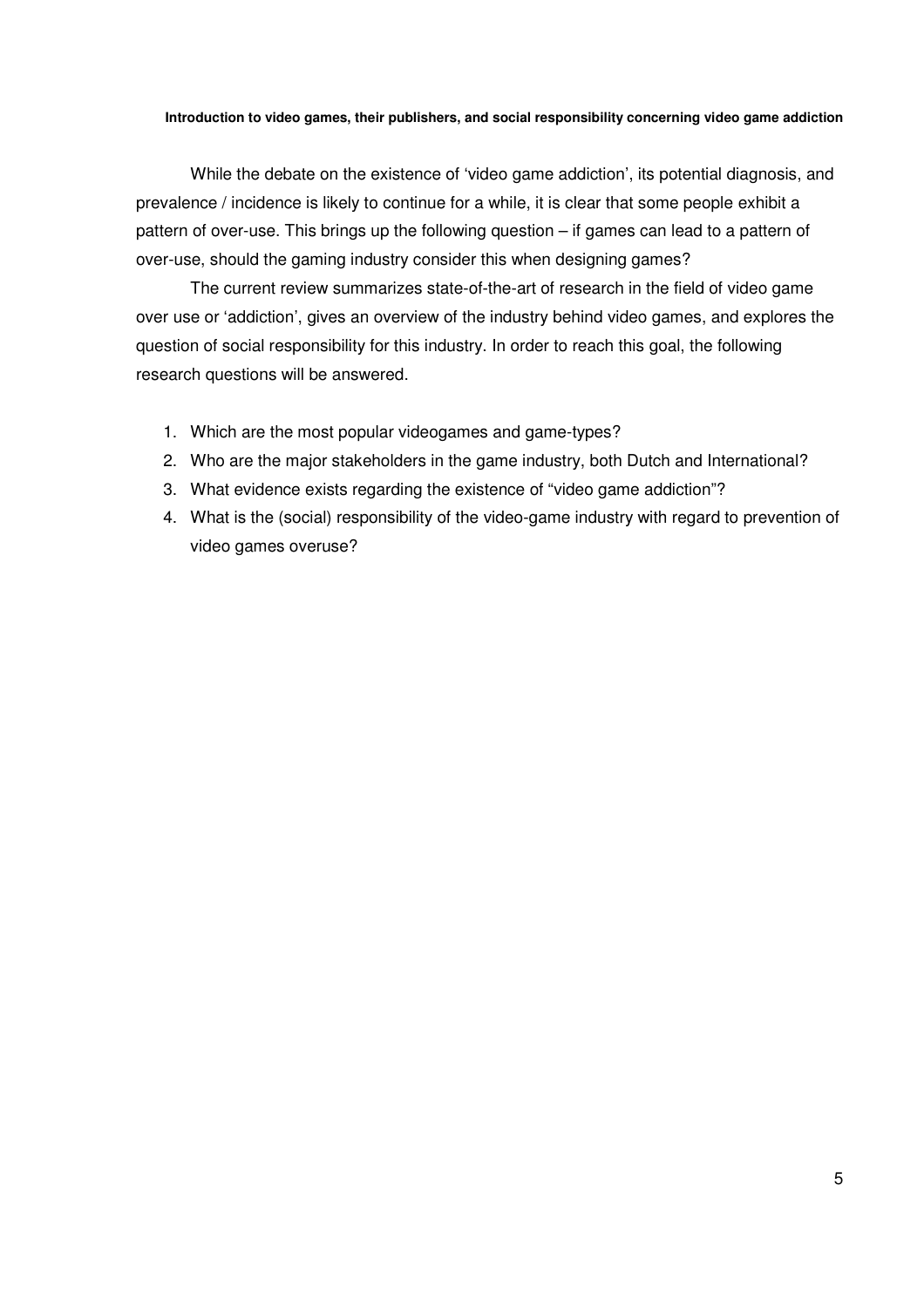**Introduction to video games, their publishers, and social responsibility concerning video game addiction**

While the debate on the existence of 'video game addiction', its potential diagnosis, and prevalence / incidence is likely to continue for a while, it is clear that some people exhibit a pattern of over-use. This brings up the following question – if games can lead to a pattern of over-use, should the gaming industry consider this when designing games?

The current review summarizes state-of-the-art of research in the field of video game over use or 'addiction', gives an overview of the industry behind video games, and explores the question of social responsibility for this industry. In order to reach this goal, the following research questions will be answered.

1. Which are the most popular videogames and game-types?
2. Who are the major stakeholders in the game industry, both Dutch and International?
3. What evidence exists regarding the existence of "video game addiction"?
4. What is the (social) responsibility of the video-game industry with regard to prevention of video games overuse?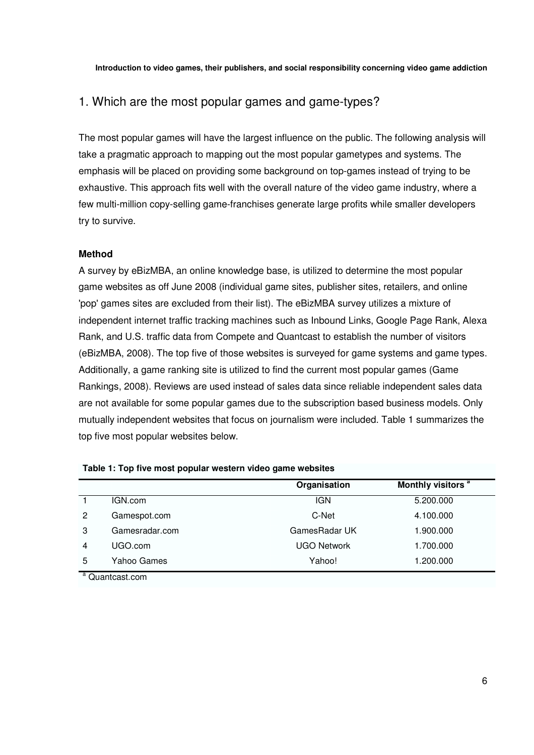## 1. Which are the most popular games and game-types?

The most popular games will have the largest influence on the public. The following analysis will take a pragmatic approach to mapping out the most popular gametypes and systems. The emphasis will be placed on providing some background on top-games instead of trying to be exhaustive. This approach fits well with the overall nature of the video game industry, where a few multi-million copy-selling game-franchises generate large profits while smaller developers try to survive.

### Method

A survey by eBizMBA, an online knowledge base, is utilized to determine the most popular game websites as off June 2008 (individual game sites, publisher sites, retailers, and online 'pop' games sites are excluded from their list). The eBizMBA survey utilizes a mixture of independent internet traffic tracking machines such as Inbound Links, Google Page Rank, Alexa Rank, and U.S. traffic data from Compete and Quantcast to establish the number of visitors (eBizMBA, 2008). The top five of those websites is surveyed for game systems and game types. Additionally, a game ranking site is utilized to find the current most popular games (Game Rankings, 2008). Reviews are used instead of sales data since reliable independent sales data are not available for some popular games due to the subscription based business models. Only mutually independent websites that focus on journalism were included. Table 1 summarizes the top five most popular websites below.

**Table 1: Top five most popular western video game websites**

| | | Organisation | Monthly visitors [a] |
|---|---|---|---|
| 1 | IGN.com | IGN | 5.200.000 |
| 2 | Gamespot.com | C-Net | 4.100.000 |
| 3 | Gamesradar.com | GamesRadar UK | 1.900.000 |
| 4 | UGO.com | UGO Network | 1.700.000 |
| 5 | Yahoo Games | Yahoo! | 1.200.000 |

[a] Quantcast.com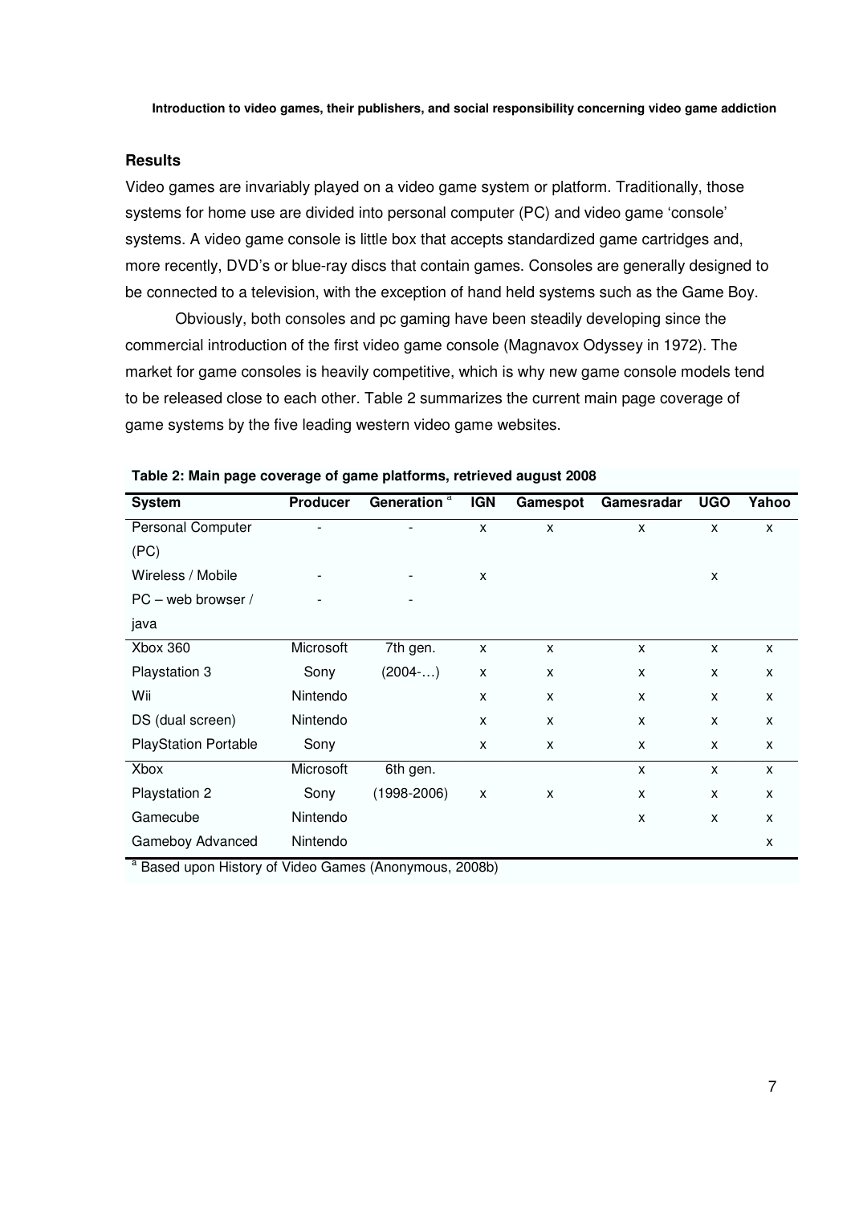## Results

Video games are invariably played on a video game system or platform. Traditionally, those systems for home use are divided into personal computer (PC) and video game 'console' systems. A video game console is little box that accepts standardized game cartridges and, more recently, DVD's or blue-ray discs that contain games. Consoles are generally designed to be connected to a television, with the exception of hand held systems such as the Game Boy.

Obviously, both consoles and pc gaming have been steadily developing since the commercial introduction of the first video game console (Magnavox Odyssey in 1972). The market for game consoles is heavily competitive, which is why new game console models tend to be released close to each other. Table 2 summarizes the current main page coverage of game systems by the five leading western video game websites.

**Table 2: Main page coverage of game platforms, retrieved august 2008**

| System | Producer | Generation [a] | IGN | Gamespot | Gamesradar | UGO | Yahoo |
|---|---|---|---|---|---|---|---|
| Personal Computer (PC) | - | - | x | x | x | x | x |
| Wireless / Mobile | - | - | x | | | x | |
| PC – web browser / java | - | - | | | | | |
| Xbox 360 | Microsoft | 7th gen. | x | x | x | x | x |
| Playstation 3 | Sony | (2004-…) | x | x | x | x | x |
| Wii | Nintendo | | x | x | x | x | x |
| DS (dual screen) | Nintendo | | x | x | x | x | x |
| PlayStation Portable | Sony | | x | x | x | x | x |
| Xbox | Microsoft | 6th gen. | | | x | x | x |
| Playstation 2 | Sony | (1998-2006) | x | x | x | x | x |
| Gamecube | Nintendo | | | | x | x | x |
| Gameboy Advanced | Nintendo | | | | | | x |

[a] Based upon History of Video Games (Anonymous, 2008b)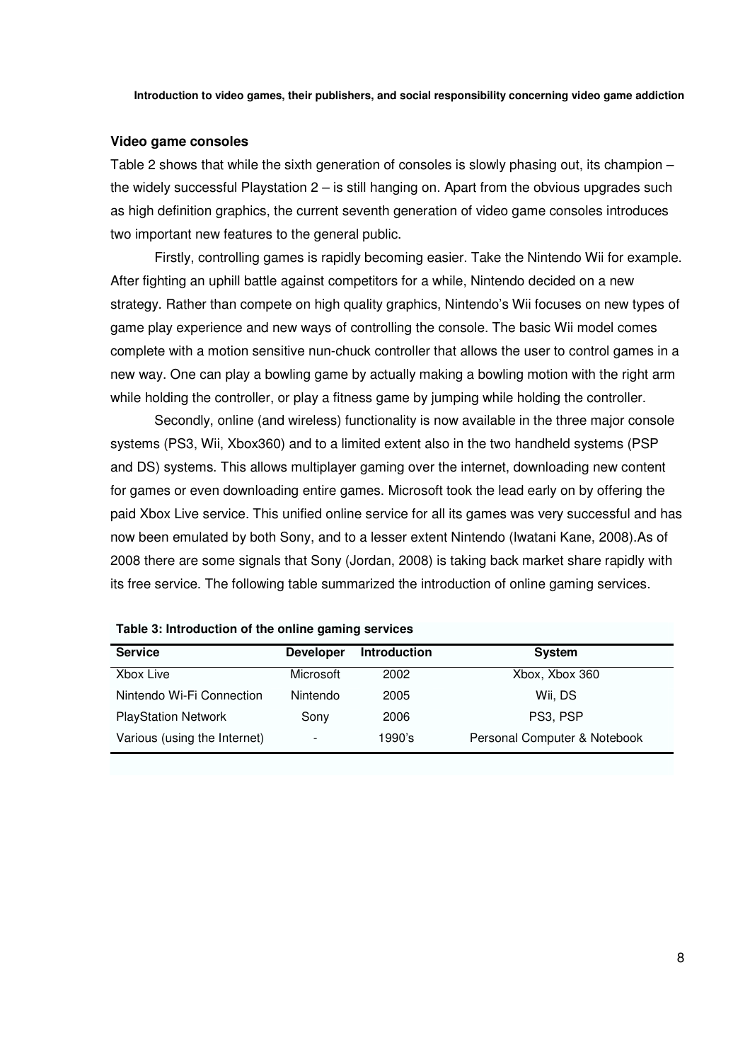### Video game consoles

Table 2 shows that while the sixth generation of consoles is slowly phasing out, its champion – the widely successful Playstation 2 – is still hanging on. Apart from the obvious upgrades such as high definition graphics, the current seventh generation of video game consoles introduces two important new features to the general public.

Firstly, controlling games is rapidly becoming easier. Take the Nintendo Wii for example. After fighting an uphill battle against competitors for a while, Nintendo decided on a new strategy. Rather than compete on high quality graphics, Nintendo's Wii focuses on new types of game play experience and new ways of controlling the console. The basic Wii model comes complete with a motion sensitive nun-chuck controller that allows the user to control games in a new way. One can play a bowling game by actually making a bowling motion with the right arm while holding the controller, or play a fitness game by jumping while holding the controller.

Secondly, online (and wireless) functionality is now available in the three major console systems (PS3, Wii, Xbox360) and to a limited extent also in the two handheld systems (PSP and DS) systems. This allows multiplayer gaming over the internet, downloading new content for games or even downloading entire games. Microsoft took the lead early on by offering the paid Xbox Live service. This unified online service for all its games was very successful and has now been emulated by both Sony, and to a lesser extent Nintendo (Iwatani Kane, 2008).As of 2008 there are some signals that Sony (Jordan, 2008) is taking back market share rapidly with its free service. The following table summarized the introduction of online gaming services.

**Table 3: Introduction of the online gaming services**

| Service | Developer | Introduction | System |
|---|---|---|---|
| Xbox Live | Microsoft | 2002 | Xbox, Xbox 360 |
| Nintendo Wi-Fi Connection | Nintendo | 2005 | Wii, DS |
| PlayStation Network | Sony | 2006 | PS3, PSP |
| Various (using the Internet) | - | 1990's | Personal Computer & Notebook |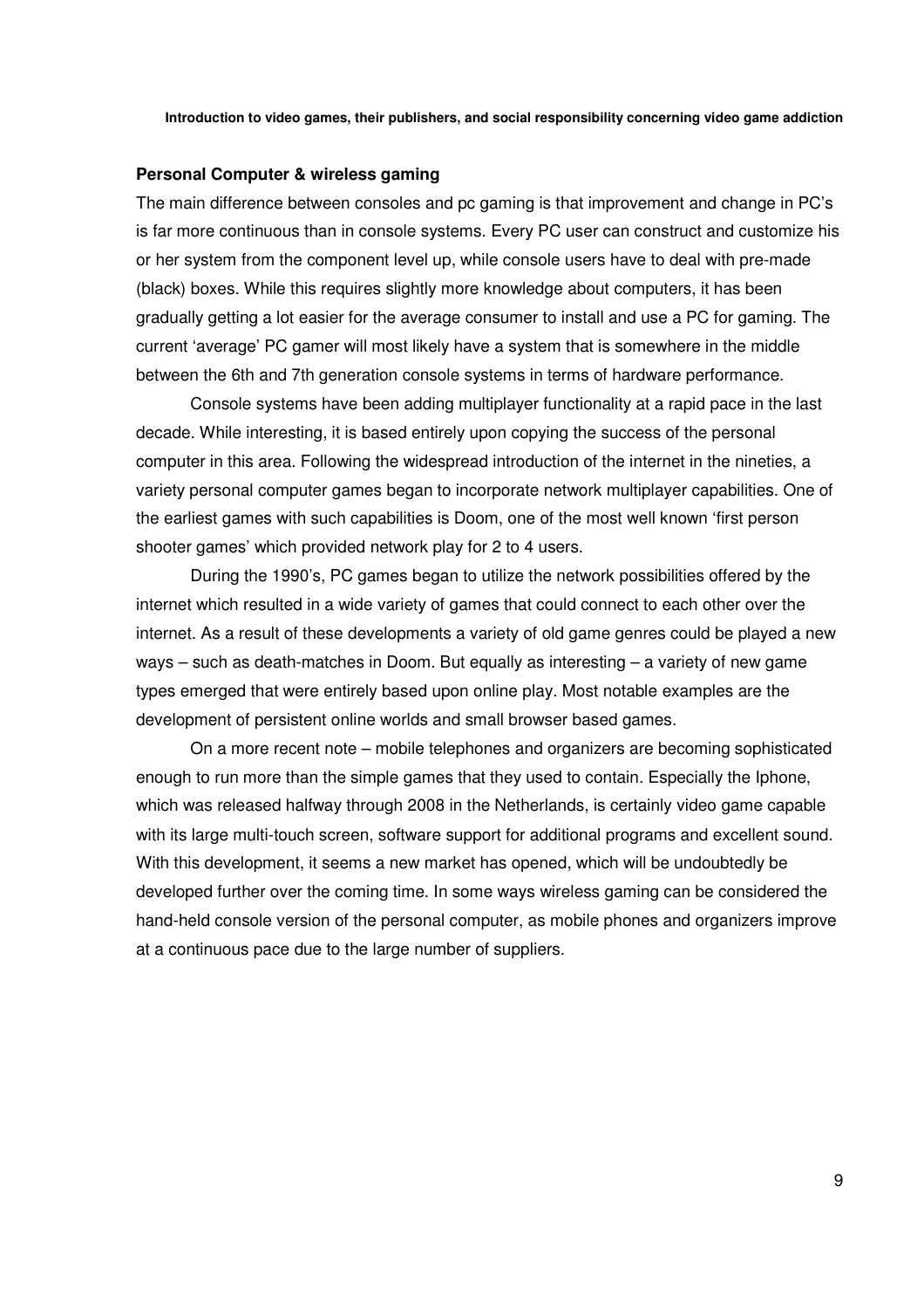**Personal Computer & wireless gaming**

The main difference between consoles and pc gaming is that improvement and change in PC's is far more continuous than in console systems. Every PC user can construct and customize his or her system from the component level up, while console users have to deal with pre-made (black) boxes. While this requires slightly more knowledge about computers, it has been gradually getting a lot easier for the average consumer to install and use a PC for gaming. The current 'average' PC gamer will most likely have a system that is somewhere in the middle between the 6th and 7th generation console systems in terms of hardware performance.

Console systems have been adding multiplayer functionality at a rapid pace in the last decade. While interesting, it is based entirely upon copying the success of the personal computer in this area. Following the widespread introduction of the internet in the nineties, a variety personal computer games began to incorporate network multiplayer capabilities. One of the earliest games with such capabilities is Doom, one of the most well known 'first person shooter games' which provided network play for 2 to 4 users.

During the 1990's, PC games began to utilize the network possibilities offered by the internet which resulted in a wide variety of games that could connect to each other over the internet. As a result of these developments a variety of old game genres could be played a new ways – such as death-matches in Doom. But equally as interesting – a variety of new game types emerged that were entirely based upon online play. Most notable examples are the development of persistent online worlds and small browser based games.

On a more recent note – mobile telephones and organizers are becoming sophisticated enough to run more than the simple games that they used to contain. Especially the Iphone, which was released halfway through 2008 in the Netherlands, is certainly video game capable with its large multi-touch screen, software support for additional programs and excellent sound. With this development, it seems a new market has opened, which will be undoubtedly be developed further over the coming time. In some ways wireless gaming can be considered the hand-held console version of the personal computer, as mobile phones and organizers improve at a continuous pace due to the large number of suppliers.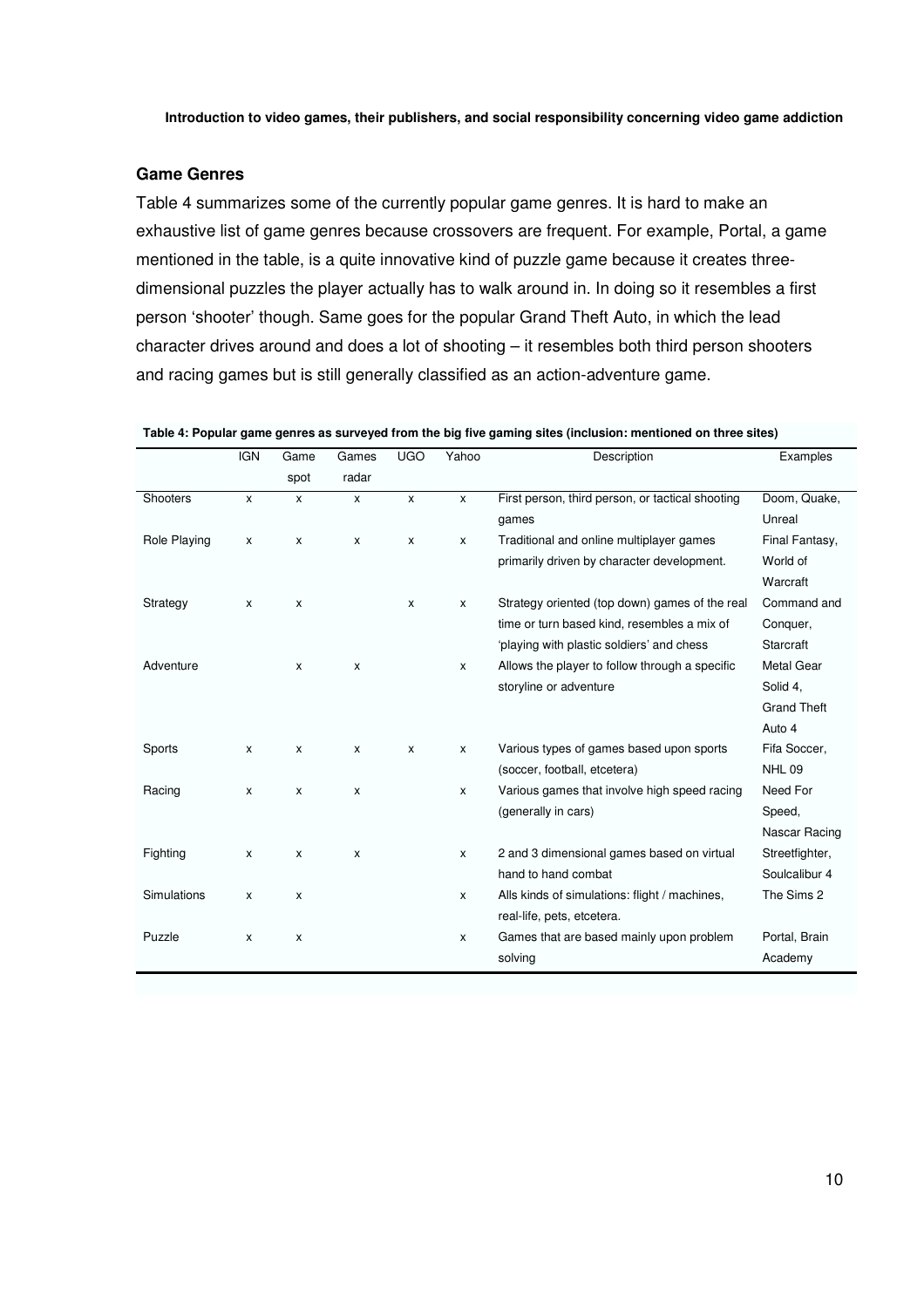## Game Genres

Table 4 summarizes some of the currently popular game genres. It is hard to make an exhaustive list of game genres because crossovers are frequent. For example, Portal, a game mentioned in the table, is a quite innovative kind of puzzle game because it creates three-dimensional puzzles the player actually has to walk around in. In doing so it resembles a first person 'shooter' though. Same goes for the popular Grand Theft Auto, in which the lead character drives around and does a lot of shooting – it resembles both third person shooters and racing games but is still generally classified as an action-adventure game.

**Table 4: Popular game genres as surveyed from the big five gaming sites (inclusion: mentioned on three sites)**

| | IGN | Game spot | Games radar | UGO | Yahoo | Description | Examples |
|---|---|---|---|---|---|---|---|
| Shooters | x | x | x | x | x | First person, third person, or tactical shooting games | Doom, Quake, Unreal |
| Role Playing | x | x | x | x | x | Traditional and online multiplayer games primarily driven by character development. | Final Fantasy, World of Warcraft |
| Strategy | x | x | | x | x | Strategy oriented (top down) games of the real time or turn based kind, resembles a mix of 'playing with plastic soldiers' and chess | Command and Conquer, Starcraft |
| Adventure | | x | x | | x | Allows the player to follow through a specific storyline or adventure | Metal Gear Solid 4, Grand Theft Auto 4 |
| Sports | x | x | x | x | x | Various types of games based upon sports (soccer, football, etcetera) | Fifa Soccer, NHL 09 |
| Racing | x | x | x | | x | Various games that involve high speed racing (generally in cars) | Need For Speed, Nascar Racing |
| Fighting | x | x | x | | x | 2 and 3 dimensional games based on virtual hand to hand combat | Streetfighter, Soulcalibur 4 |
| Simulations | x | x | | | x | Alls kinds of simulations: flight / machines, real-life, pets, etcetera. | The Sims 2 |
| Puzzle | x | x | | | x | Games that are based mainly upon problem solving | Portal, Brain Academy |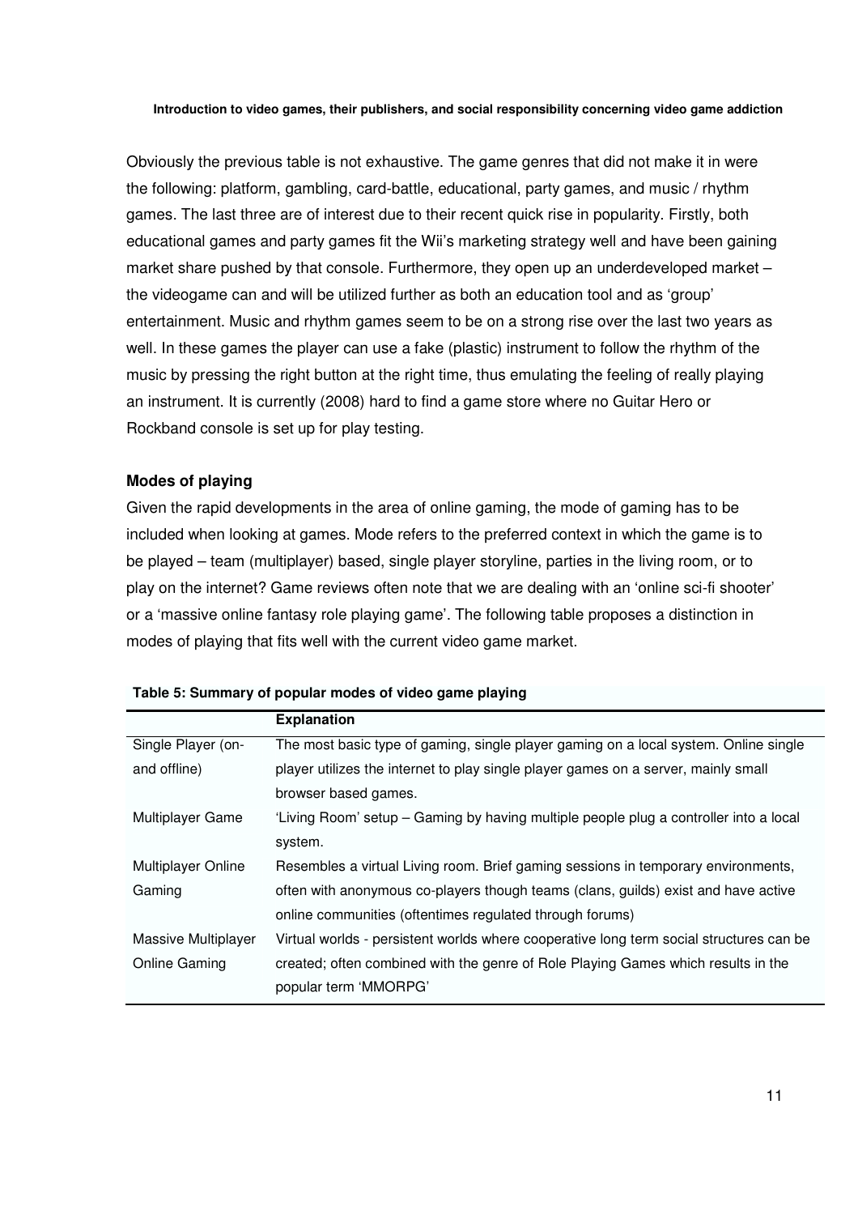Obviously the previous table is not exhaustive. The game genres that did not make it in were the following: platform, gambling, card-battle, educational, party games, and music / rhythm games. The last three are of interest due to their recent quick rise in popularity. Firstly, both educational games and party games fit the Wii's marketing strategy well and have been gaining market share pushed by that console. Furthermore, they open up an underdeveloped market – the videogame can and will be utilized further as both an education tool and as 'group' entertainment. Music and rhythm games seem to be on a strong rise over the last two years as well. In these games the player can use a fake (plastic) instrument to follow the rhythm of the music by pressing the right button at the right time, thus emulating the feeling of really playing an instrument. It is currently (2008) hard to find a game store where no Guitar Hero or Rockband console is set up for play testing.

**Modes of playing**

Given the rapid developments in the area of online gaming, the mode of gaming has to be included when looking at games. Mode refers to the preferred context in which the game is to be played – team (multiplayer) based, single player storyline, parties in the living room, or to play on the internet? Game reviews often note that we are dealing with an 'online sci-fi shooter' or a 'massive online fantasy role playing game'. The following table proposes a distinction in modes of playing that fits well with the current video game market.

**Table 5: Summary of popular modes of video game playing**

| | **Explanation** |
|---|---|
| Single Player (on- and offline) | The most basic type of gaming, single player gaming on a local system. Online single player utilizes the internet to play single player games on a server, mainly small browser based games. |
| Multiplayer Game | 'Living Room' setup – Gaming by having multiple people plug a controller into a local system. |
| Multiplayer Online Gaming | Resembles a virtual Living room. Brief gaming sessions in temporary environments, often with anonymous co-players though teams (clans, guilds) exist and have active online communities (oftentimes regulated through forums) |
| Massive Multiplayer Online Gaming | Virtual worlds - persistent worlds where cooperative long term social structures can be created; often combined with the genre of Role Playing Games which results in the popular term 'MMORPG' |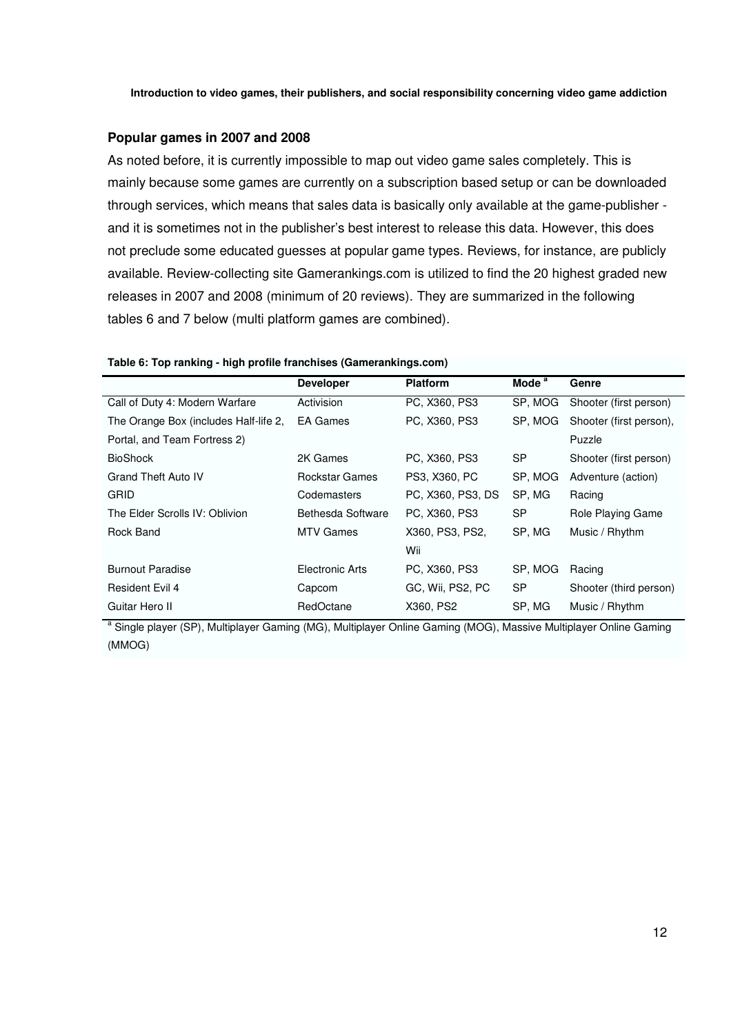## Popular games in 2007 and 2008

As noted before, it is currently impossible to map out video game sales completely. This is mainly because some games are currently on a subscription based setup or can be downloaded through services, which means that sales data is basically only available at the game-publisher - and it is sometimes not in the publisher's best interest to release this data. However, this does not preclude some educated guesses at popular game types. Reviews, for instance, are publicly available. Review-collecting site Gamerankings.com is utilized to find the 20 highest graded new releases in 2007 and 2008 (minimum of 20 reviews). They are summarized in the following tables 6 and 7 below (multi platform games are combined).

**Table 6: Top ranking - high profile franchises (Gamerankings.com)**

| | Developer | Platform | Mode [a] | Genre |
|---|---|---|---|---|
| Call of Duty 4: Modern Warfare | Activision | PC, X360, PS3 | SP, MOG | Shooter (first person) |
| The Orange Box (includes Half-life 2, Portal, and Team Fortress 2) | EA Games | PC, X360, PS3 | SP, MOG | Shooter (first person), Puzzle |
| BioShock | 2K Games | PC, X360, PS3 | SP | Shooter (first person) |
| Grand Theft Auto IV | Rockstar Games | PS3, X360, PC | SP, MOG | Adventure (action) |
| GRID | Codemasters | PC, X360, PS3, DS | SP, MG | Racing |
| The Elder Scrolls IV: Oblivion | Bethesda Software | PC, X360, PS3 | SP | Role Playing Game |
| Rock Band | MTV Games | X360, PS3, PS2, Wii | SP, MG | Music / Rhythm |
| Burnout Paradise | Electronic Arts | PC, X360, PS3 | SP, MOG | Racing |
| Resident Evil 4 | Capcom | GC, Wii, PS2, PC | SP | Shooter (third person) |
| Guitar Hero II | RedOctane | X360, PS2 | SP, MG | Music / Rhythm |

[a] Single player (SP), Multiplayer Gaming (MG), Multiplayer Online Gaming (MOG), Massive Multiplayer Online Gaming (MMOG)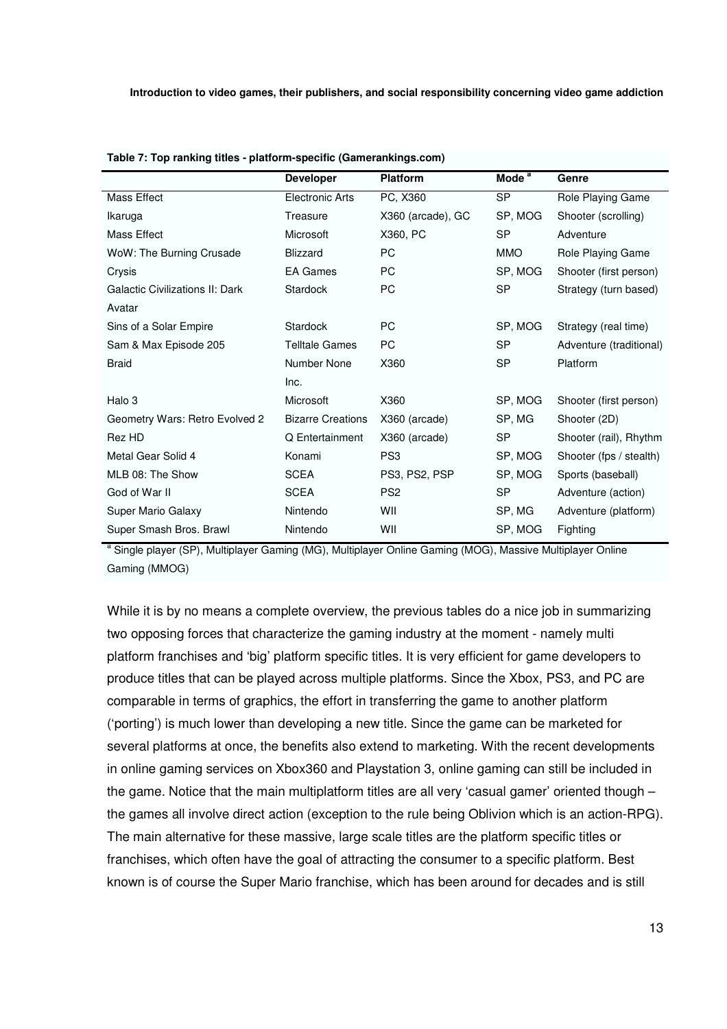**Table 7: Top ranking titles - platform-specific (Gamerankings.com)**

| | Developer | Platform | Mode [a] | Genre |
|---|---|---|---|---|
| Mass Effect | Electronic Arts | PC, X360 | SP | Role Playing Game |
| Ikaruga | Treasure | X360 (arcade), GC | SP, MOG | Shooter (scrolling) |
| Mass Effect | Microsoft | X360, PC | SP | Adventure |
| WoW: The Burning Crusade | Blizzard | PC | MMO | Role Playing Game |
| Crysis | EA Games | PC | SP, MOG | Shooter (first person) |
| Galactic Civilizations II: Dark Avatar | Stardock | PC | SP | Strategy (turn based) |
| Sins of a Solar Empire | Stardock | PC | SP, MOG | Strategy (real time) |
| Sam & Max Episode 205 | Telltale Games | PC | SP | Adventure (traditional) |
| Braid | Number None Inc. | X360 | SP | Platform |
| Halo 3 | Microsoft | X360 | SP, MOG | Shooter (first person) |
| Geometry Wars: Retro Evolved 2 | Bizarre Creations | X360 (arcade) | SP, MG | Shooter (2D) |
| Rez HD | Q Entertainment | X360 (arcade) | SP | Shooter (rail), Rhythm |
| Metal Gear Solid 4 | Konami | PS3 | SP, MOG | Shooter (fps / stealth) |
| MLB 08: The Show | SCEA | PS3, PS2, PSP | SP, MOG | Sports (baseball) |
| God of War II | SCEA | PS2 | SP | Adventure (action) |
| Super Mario Galaxy | Nintendo | WII | SP, MG | Adventure (platform) |
| Super Smash Bros. Brawl | Nintendo | WII | SP, MOG | Fighting |

[a] Single player (SP), Multiplayer Gaming (MG), Multiplayer Online Gaming (MOG), Massive Multiplayer Online Gaming (MMOG)

While it is by no means a complete overview, the previous tables do a nice job in summarizing two opposing forces that characterize the gaming industry at the moment - namely multi platform franchises and 'big' platform specific titles. It is very efficient for game developers to produce titles that can be played across multiple platforms. Since the Xbox, PS3, and PC are comparable in terms of graphics, the effort in transferring the game to another platform ('porting') is much lower than developing a new title. Since the game can be marketed for several platforms at once, the benefits also extend to marketing. With the recent developments in online gaming services on Xbox360 and Playstation 3, online gaming can still be included in the game. Notice that the main multiplatform titles are all very 'casual gamer' oriented though – the games all involve direct action (exception to the rule being Oblivion which is an action-RPG). The main alternative for these massive, large scale titles are the platform specific titles or franchises, which often have the goal of attracting the consumer to a specific platform. Best known is of course the Super Mario franchise, which has been around for decades and is still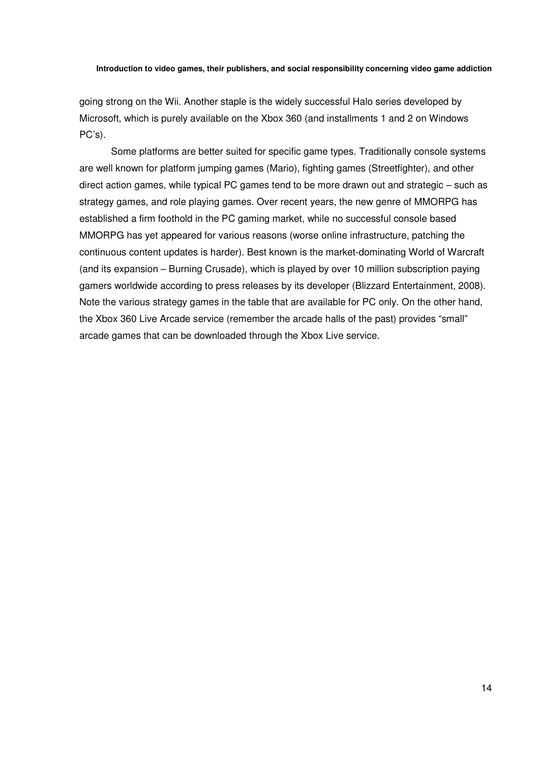going strong on the Wii. Another staple is the widely successful Halo series developed by Microsoft, which is purely available on the Xbox 360 (and installments 1 and 2 on Windows PC's).

Some platforms are better suited for specific game types. Traditionally console systems are well known for platform jumping games (Mario), fighting games (Streetfighter), and other direct action games, while typical PC games tend to be more drawn out and strategic – such as strategy games, and role playing games. Over recent years, the new genre of MMORPG has established a firm foothold in the PC gaming market, while no successful console based MMORPG has yet appeared for various reasons (worse online infrastructure, patching the continuous content updates is harder). Best known is the market-dominating World of Warcraft (and its expansion – Burning Crusade), which is played by over 10 million subscription paying gamers worldwide according to press releases by its developer (Blizzard Entertainment, 2008). Note the various strategy games in the table that are available for PC only. On the other hand, the Xbox 360 Live Arcade service (remember the arcade halls of the past) provides "small" arcade games that can be downloaded through the Xbox Live service.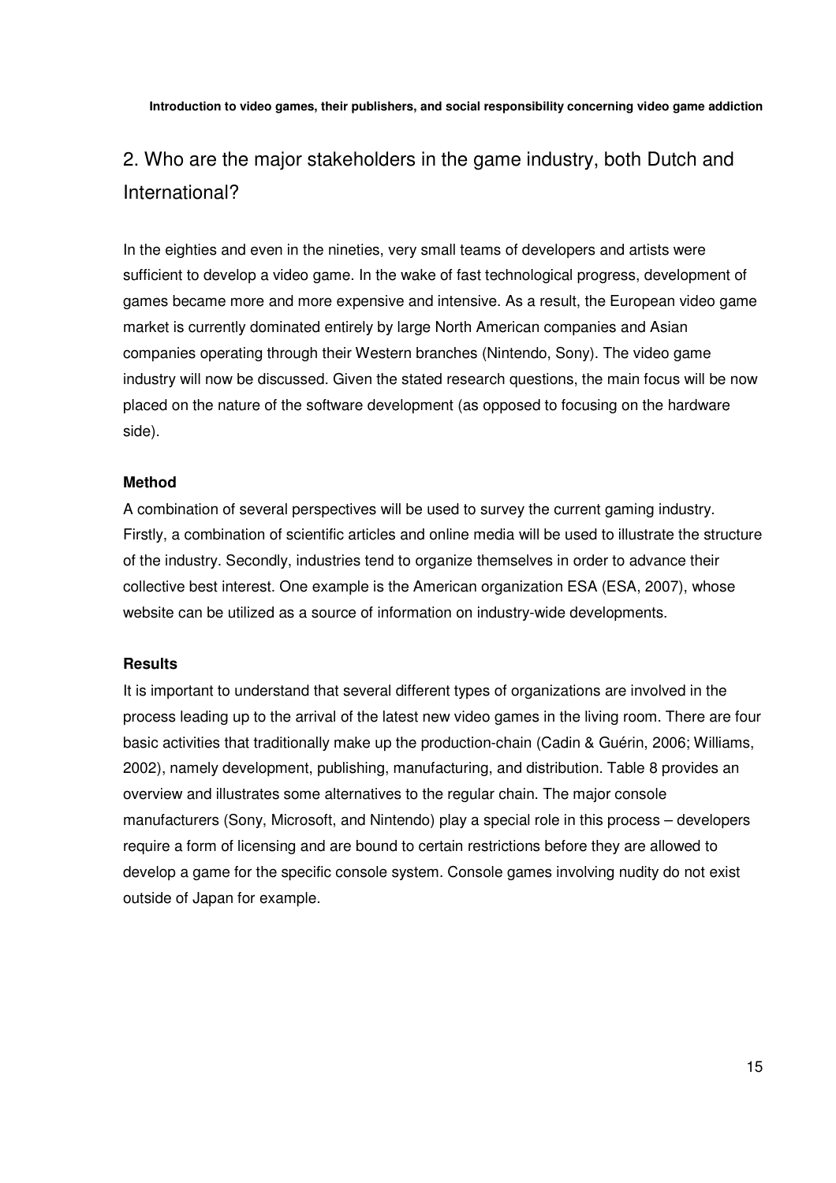## 2. Who are the major stakeholders in the game industry, both Dutch and International?

In the eighties and even in the nineties, very small teams of developers and artists were sufficient to develop a video game. In the wake of fast technological progress, development of games became more and more expensive and intensive. As a result, the European video game market is currently dominated entirely by large North American companies and Asian companies operating through their Western branches (Nintendo, Sony). The video game industry will now be discussed. Given the stated research questions, the main focus will be now placed on the nature of the software development (as opposed to focusing on the hardware side).

**Method**

A combination of several perspectives will be used to survey the current gaming industry. Firstly, a combination of scientific articles and online media will be used to illustrate the structure of the industry. Secondly, industries tend to organize themselves in order to advance their collective best interest. One example is the American organization ESA (ESA, 2007), whose website can be utilized as a source of information on industry-wide developments.

**Results**

It is important to understand that several different types of organizations are involved in the process leading up to the arrival of the latest new video games in the living room. There are four basic activities that traditionally make up the production-chain (Cadin & Guérin, 2006; Williams, 2002), namely development, publishing, manufacturing, and distribution. Table 8 provides an overview and illustrates some alternatives to the regular chain. The major console manufacturers (Sony, Microsoft, and Nintendo) play a special role in this process – developers require a form of licensing and are bound to certain restrictions before they are allowed to develop a game for the specific console system. Console games involving nudity do not exist outside of Japan for example.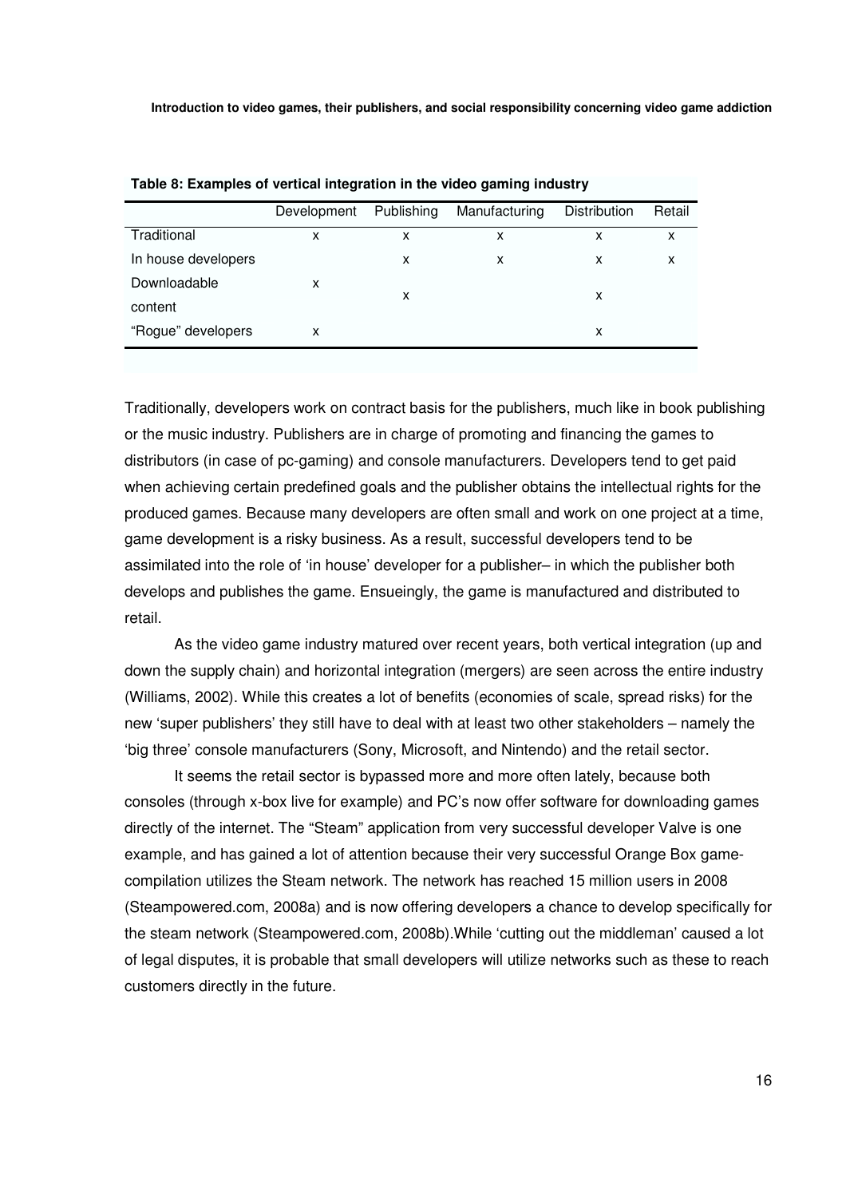**Table 8: Examples of vertical integration in the video gaming industry**

| | Development | Publishing | Manufacturing | Distribution | Retail |
|---|---|---|---|---|---|
| Traditional | x | x | x | x | x |
| In house developers | | x | x | x | x |
| Downloadable content | x | x | | x | |
| “Rogue” developers | x | | | x | |

Traditionally, developers work on contract basis for the publishers, much like in book publishing or the music industry. Publishers are in charge of promoting and financing the games to distributors (in case of pc-gaming) and console manufacturers. Developers tend to get paid when achieving certain predefined goals and the publisher obtains the intellectual rights for the produced games. Because many developers are often small and work on one project at a time, game development is a risky business. As a result, successful developers tend to be assimilated into the role of ‘in house’ developer for a publisher– in which the publisher both develops and publishes the game. Ensueingly, the game is manufactured and distributed to retail.

As the video game industry matured over recent years, both vertical integration (up and down the supply chain) and horizontal integration (mergers) are seen across the entire industry (Williams, 2002). While this creates a lot of benefits (economies of scale, spread risks) for the new ‘super publishers’ they still have to deal with at least two other stakeholders – namely the ‘big three’ console manufacturers (Sony, Microsoft, and Nintendo) and the retail sector.

It seems the retail sector is bypassed more and more often lately, because both consoles (through x-box live for example) and PC’s now offer software for downloading games directly of the internet. The “Steam” application from very successful developer Valve is one example, and has gained a lot of attention because their very successful Orange Box game-compilation utilizes the Steam network. The network has reached 15 million users in 2008 (Steampowered.com, 2008a) and is now offering developers a chance to develop specifically for the steam network (Steampowered.com, 2008b).While ‘cutting out the middleman’ caused a lot of legal disputes, it is probable that small developers will utilize networks such as these to reach customers directly in the future.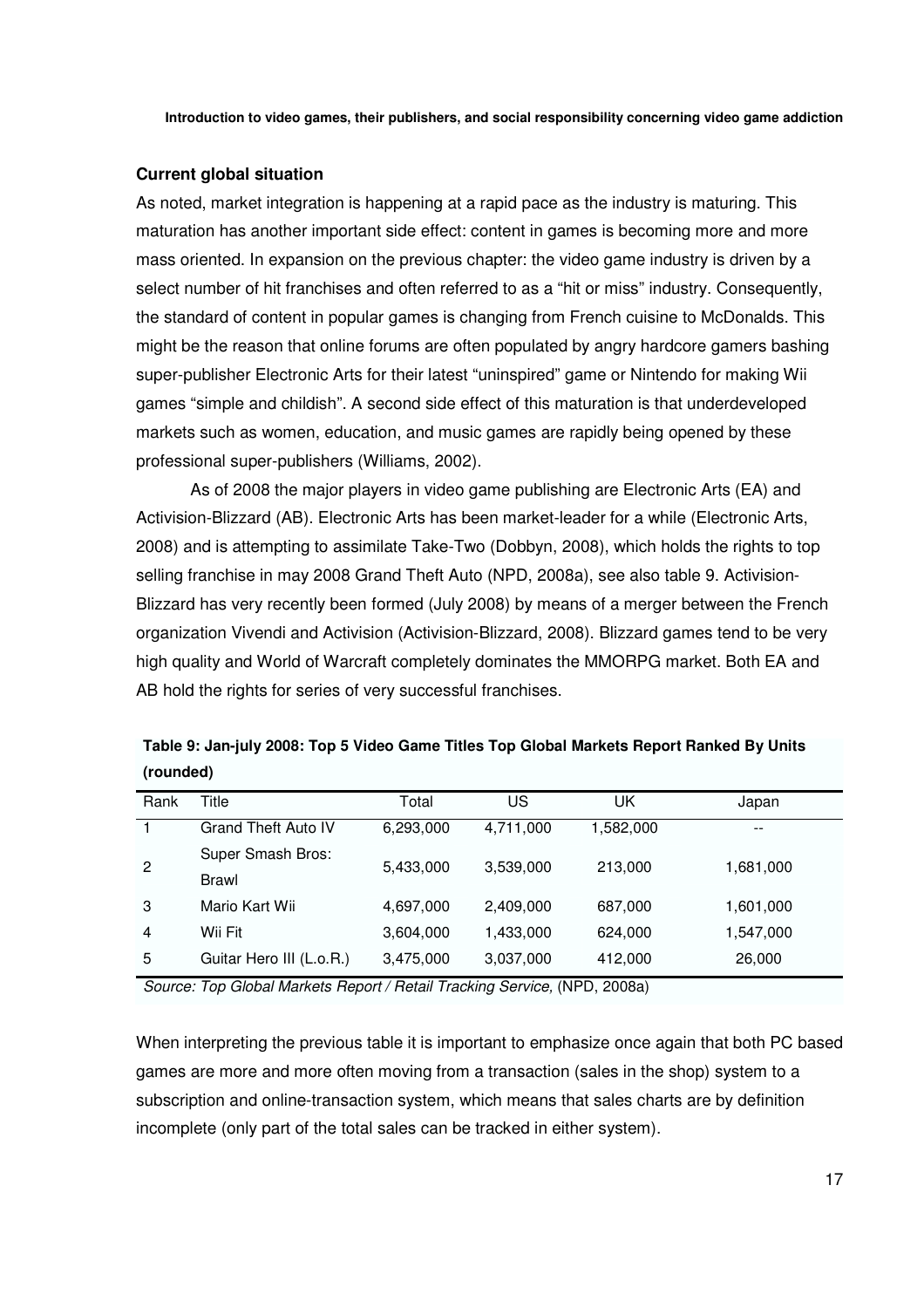### Current global situation

As noted, market integration is happening at a rapid pace as the industry is maturing. This maturation has another important side effect: content in games is becoming more and more mass oriented. In expansion on the previous chapter: the video game industry is driven by a select number of hit franchises and often referred to as a "hit or miss" industry. Consequently, the standard of content in popular games is changing from French cuisine to McDonalds. This might be the reason that online forums are often populated by angry hardcore gamers bashing super-publisher Electronic Arts for their latest "uninspired" game or Nintendo for making Wii games "simple and childish". A second side effect of this maturation is that underdeveloped markets such as women, education, and music games are rapidly being opened by these professional super-publishers (Williams, 2002).

As of 2008 the major players in video game publishing are Electronic Arts (EA) and Activision-Blizzard (AB). Electronic Arts has been market-leader for a while (Electronic Arts, 2008) and is attempting to assimilate Take-Two (Dobbyn, 2008), which holds the rights to top selling franchise in may 2008 Grand Theft Auto (NPD, 2008a), see also table 9. Activision-Blizzard has very recently been formed (July 2008) by means of a merger between the French organization Vivendi and Activision (Activision-Blizzard, 2008). Blizzard games tend to be very high quality and World of Warcraft completely dominates the MMORPG market. Both EA and AB hold the rights for series of very successful franchises.

**Table 9: Jan-july 2008: Top 5 Video Game Titles Top Global Markets Report Ranked By Units (rounded)**

| Rank | Title | Total | US | UK | Japan |
|---|---|---|---|---|---|
| 1 | Grand Theft Auto IV | 6,293,000 | 4,711,000 | 1,582,000 | -- |
| 2 | Super Smash Bros: Brawl | 5,433,000 | 3,539,000 | 213,000 | 1,681,000 |
| 3 | Mario Kart Wii | 4,697,000 | 2,409,000 | 687,000 | 1,601,000 |
| 4 | Wii Fit | 3,604,000 | 1,433,000 | 624,000 | 1,547,000 |
| 5 | Guitar Hero III (L.o.R.) | 3,475,000 | 3,037,000 | 412,000 | 26,000 |

*Source: Top Global Markets Report / Retail Tracking Service,* (NPD, 2008a)

When interpreting the previous table it is important to emphasize once again that both PC based games are more and more often moving from a transaction (sales in the shop) system to a subscription and online-transaction system, which means that sales charts are by definition incomplete (only part of the total sales can be tracked in either system).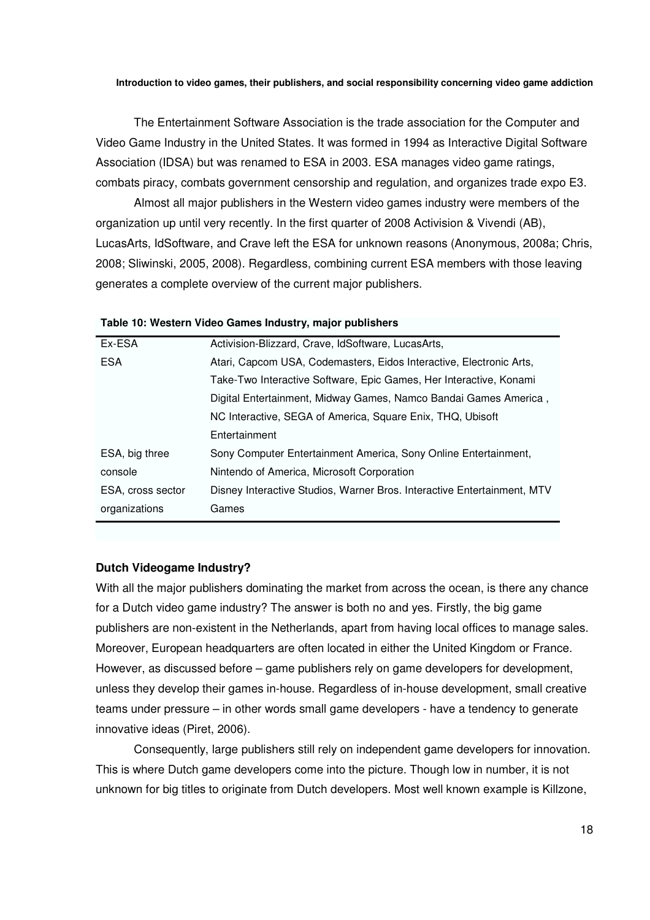The Entertainment Software Association is the trade association for the Computer and Video Game Industry in the United States. It was formed in 1994 as Interactive Digital Software Association (IDSA) but was renamed to ESA in 2003. ESA manages video game ratings, combats piracy, combats government censorship and regulation, and organizes trade expo E3.

Almost all major publishers in the Western video games industry were members of the organization up until very recently. In the first quarter of 2008 Activision & Vivendi (AB), LucasArts, IdSoftware, and Crave left the ESA for unknown reasons (Anonymous, 2008a; Chris, 2008; Sliwinski, 2005, 2008). Regardless, combining current ESA members with those leaving generates a complete overview of the current major publishers.

**Table 10: Western Video Games Industry, major publishers**

| | |
|---|---|
| Ex-ESA | Activision-Blizzard, Crave, IdSoftware, LucasArts, |
| ESA | Atari, Capcom USA, Codemasters, Eidos Interactive, Electronic Arts, Take-Two Interactive Software, Epic Games, Her Interactive, Konami Digital Entertainment, Midway Games, Namco Bandai Games America , NC Interactive, SEGA of America, Square Enix, THQ, Ubisoft Entertainment |
| ESA, big three console | Sony Computer Entertainment America, Sony Online Entertainment, Nintendo of America, Microsoft Corporation |
| ESA, cross sector organizations | Disney Interactive Studios, Warner Bros. Interactive Entertainment, MTV Games |

**Dutch Videogame Industry?**

With all the major publishers dominating the market from across the ocean, is there any chance for a Dutch video game industry? The answer is both no and yes. Firstly, the big game publishers are non-existent in the Netherlands, apart from having local offices to manage sales. Moreover, European headquarters are often located in either the United Kingdom or France. However, as discussed before – game publishers rely on game developers for development, unless they develop their games in-house. Regardless of in-house development, small creative teams under pressure – in other words small game developers - have a tendency to generate innovative ideas (Piret, 2006).

Consequently, large publishers still rely on independent game developers for innovation. This is where Dutch game developers come into the picture. Though low in number, it is not unknown for big titles to originate from Dutch developers. Most well known example is Killzone,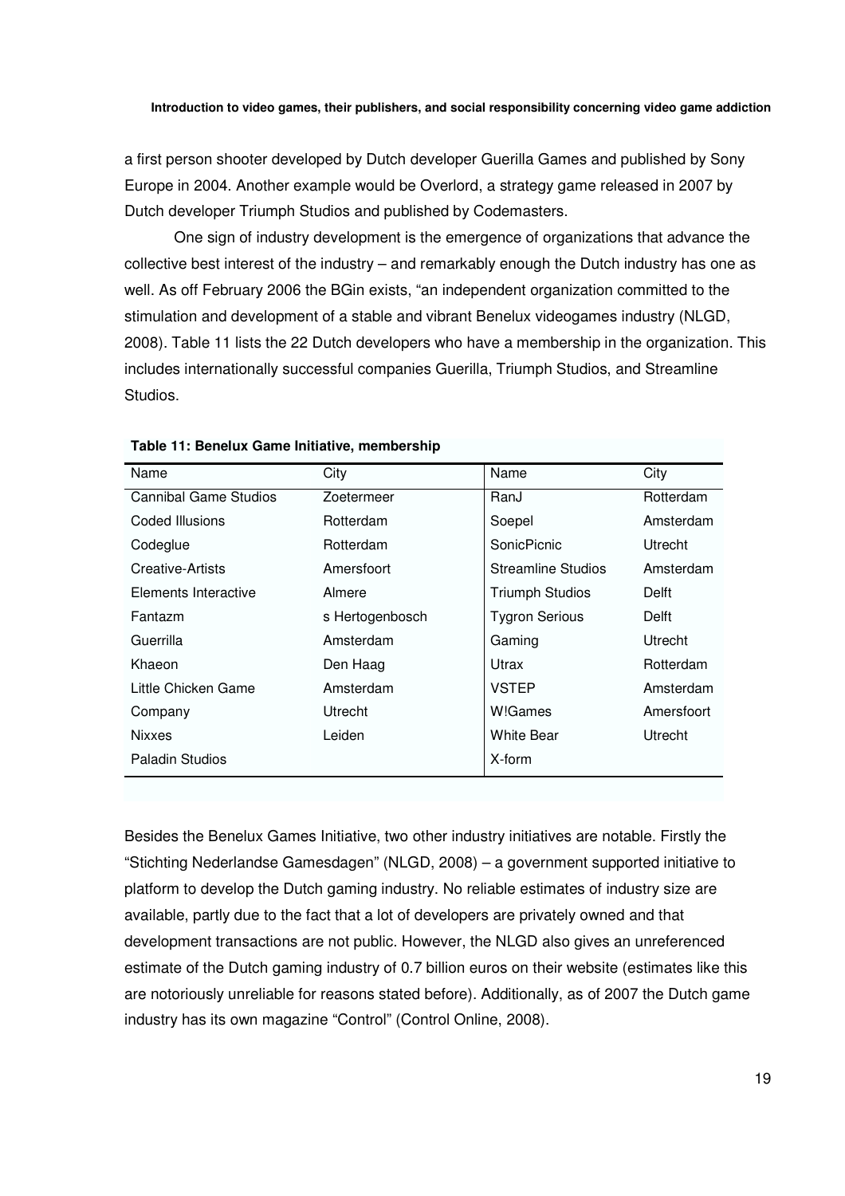a first person shooter developed by Dutch developer Guerilla Games and published by Sony Europe in 2004. Another example would be Overlord, a strategy game released in 2007 by Dutch developer Triumph Studios and published by Codemasters.

One sign of industry development is the emergence of organizations that advance the collective best interest of the industry – and remarkably enough the Dutch industry has one as well. As off February 2006 the BGin exists, "an independent organization committed to the stimulation and development of a stable and vibrant Benelux videogames industry (NLGD, 2008). Table 11 lists the 22 Dutch developers who have a membership in the organization. This includes internationally successful companies Guerilla, Triumph Studios, and Streamline Studios.

**Table 11: Benelux Game Initiative, membership**

| Name | City | Name | City |
|---|---|---|---|
| Cannibal Game Studios | Zoetermeer | RanJ | Rotterdam |
| Coded Illusions | Rotterdam | Soepel | Amsterdam |
| Codeglue | Rotterdam | SonicPicnic | Utrecht |
| Creative-Artists | Amersfoort | Streamline Studios | Amsterdam |
| Elements Interactive | Almere | Triumph Studios | Delft |
| Fantazm | s Hertogenbosch | Tygron Serious | Delft |
| Guerrilla | Amsterdam | Gaming | Utrecht |
| Khaeon | Den Haag | Utrax | Rotterdam |
| Little Chicken Game | Amsterdam | VSTEP | Amsterdam |
| Company | Utrecht | W!Games | Amersfoort |
| Nixxes | Leiden | White Bear | Utrecht |
| Paladin Studios | | X-form | |

Besides the Benelux Games Initiative, two other industry initiatives are notable. Firstly the "Stichting Nederlandse Gamesdagen" (NLGD, 2008) – a government supported initiative to platform to develop the Dutch gaming industry. No reliable estimates of industry size are available, partly due to the fact that a lot of developers are privately owned and that development transactions are not public. However, the NLGD also gives an unreferenced estimate of the Dutch gaming industry of 0.7 billion euros on their website (estimates like this are notoriously unreliable for reasons stated before). Additionally, as of 2007 the Dutch game industry has its own magazine "Control" (Control Online, 2008).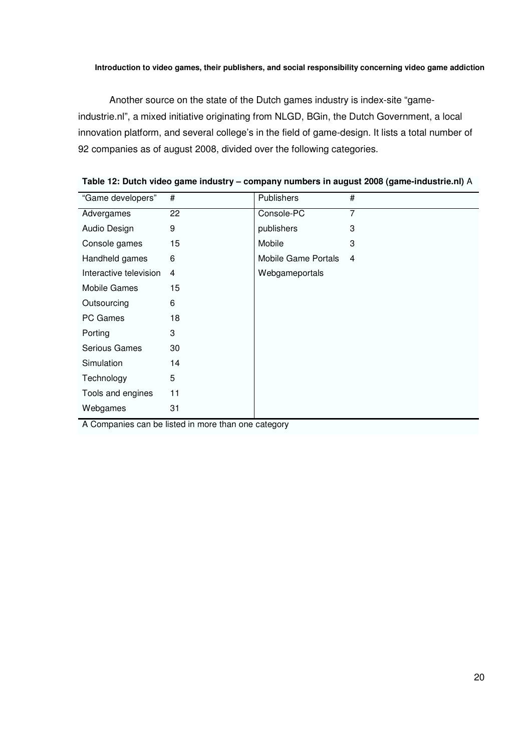Another source on the state of the Dutch games industry is index-site "game-industrie.nl", a mixed initiative originating from NLGD, BGin, the Dutch Government, a local innovation platform, and several college's in the field of game-design. It lists a total number of 92 companies as of august 2008, divided over the following categories.

**Table 12: Dutch video game industry – company numbers in august 2008 (game-industrie.nl)** A

| "Game developers" | # | Publishers | # |
|---|---|---|---|
| Advergames | 22 | Console-PC | 7 |
| Audio Design | 9 | publishers | 3 |
| Console games | 15 | Mobile | 3 |
| Handheld games | 6 | Mobile Game Portals | 4 |
| Interactive television | 4 | Webgameportals | |
| Mobile Games | 15 | | |
| Outsourcing | 6 | | |
| PC Games | 18 | | |
| Porting | 3 | | |
| Serious Games | 30 | | |
| Simulation | 14 | | |
| Technology | 5 | | |
| Tools and engines | 11 | | |
| Webgames | 31 | | |

A Companies can be listed in more than one category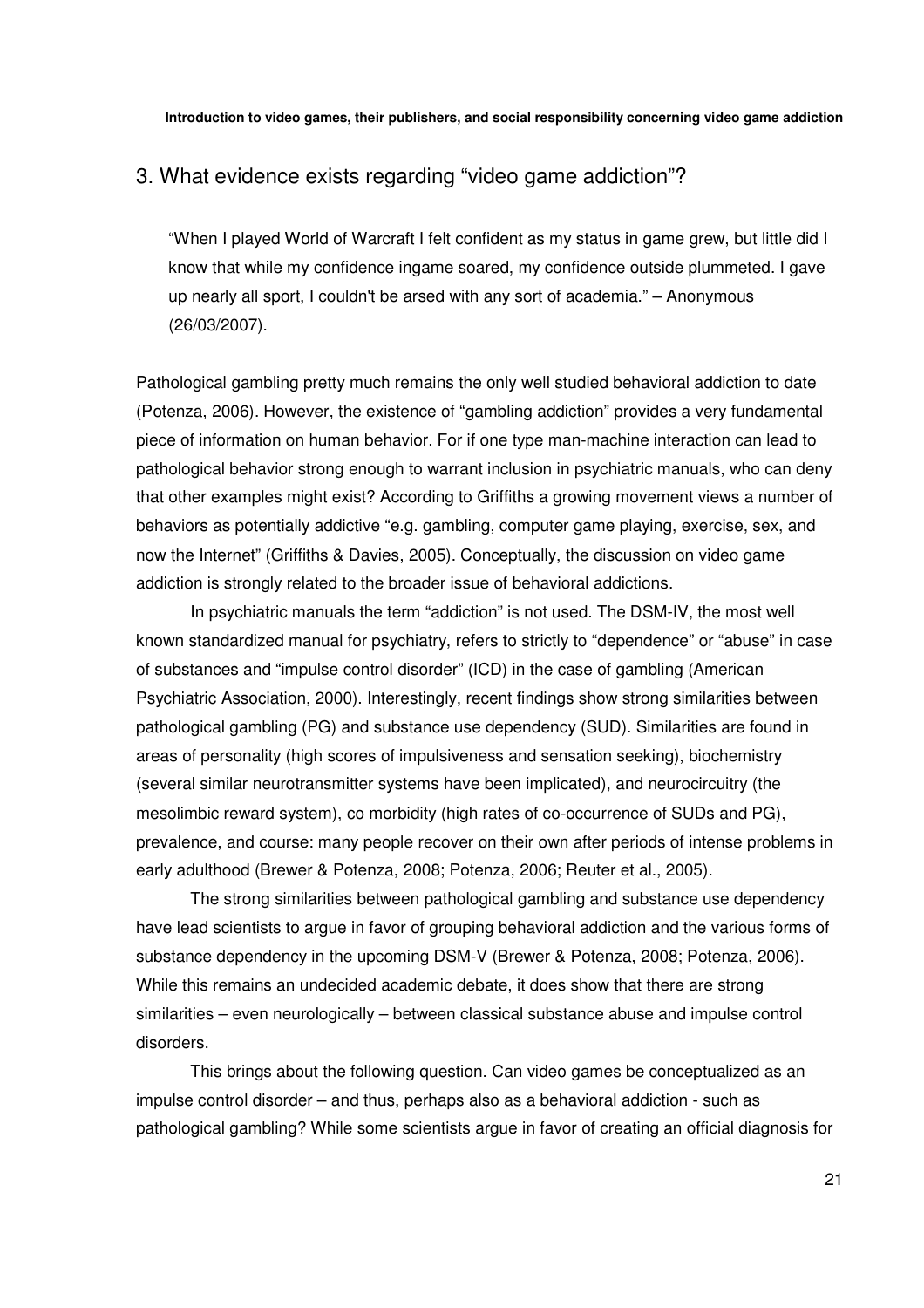## 3. What evidence exists regarding "video game addiction"?

> "When I played World of Warcraft I felt confident as my status in game grew, but little did I know that while my confidence ingame soared, my confidence outside plummeted. I gave up nearly all sport, I couldn't be arsed with any sort of academia." – Anonymous (26/03/2007).

Pathological gambling pretty much remains the only well studied behavioral addiction to date (Potenza, 2006). However, the existence of "gambling addiction" provides a very fundamental piece of information on human behavior. For if one type man-machine interaction can lead to pathological behavior strong enough to warrant inclusion in psychiatric manuals, who can deny that other examples might exist? According to Griffiths a growing movement views a number of behaviors as potentially addictive "e.g. gambling, computer game playing, exercise, sex, and now the Internet" (Griffiths & Davies, 2005). Conceptually, the discussion on video game addiction is strongly related to the broader issue of behavioral addictions.

In psychiatric manuals the term "addiction" is not used. The DSM-IV, the most well known standardized manual for psychiatry, refers to strictly to "dependence" or "abuse" in case of substances and "impulse control disorder" (ICD) in the case of gambling (American Psychiatric Association, 2000). Interestingly, recent findings show strong similarities between pathological gambling (PG) and substance use dependency (SUD). Similarities are found in areas of personality (high scores of impulsiveness and sensation seeking), biochemistry (several similar neurotransmitter systems have been implicated), and neurocircuitry (the mesolimbic reward system), co morbidity (high rates of co-occurrence of SUDs and PG), prevalence, and course: many people recover on their own after periods of intense problems in early adulthood (Brewer & Potenza, 2008; Potenza, 2006; Reuter et al., 2005).

The strong similarities between pathological gambling and substance use dependency have lead scientists to argue in favor of grouping behavioral addiction and the various forms of substance dependency in the upcoming DSM-V (Brewer & Potenza, 2008; Potenza, 2006). While this remains an undecided academic debate, it does show that there are strong similarities – even neurologically – between classical substance abuse and impulse control disorders.

This brings about the following question. Can video games be conceptualized as an impulse control disorder – and thus, perhaps also as a behavioral addiction - such as pathological gambling? While some scientists argue in favor of creating an official diagnosis for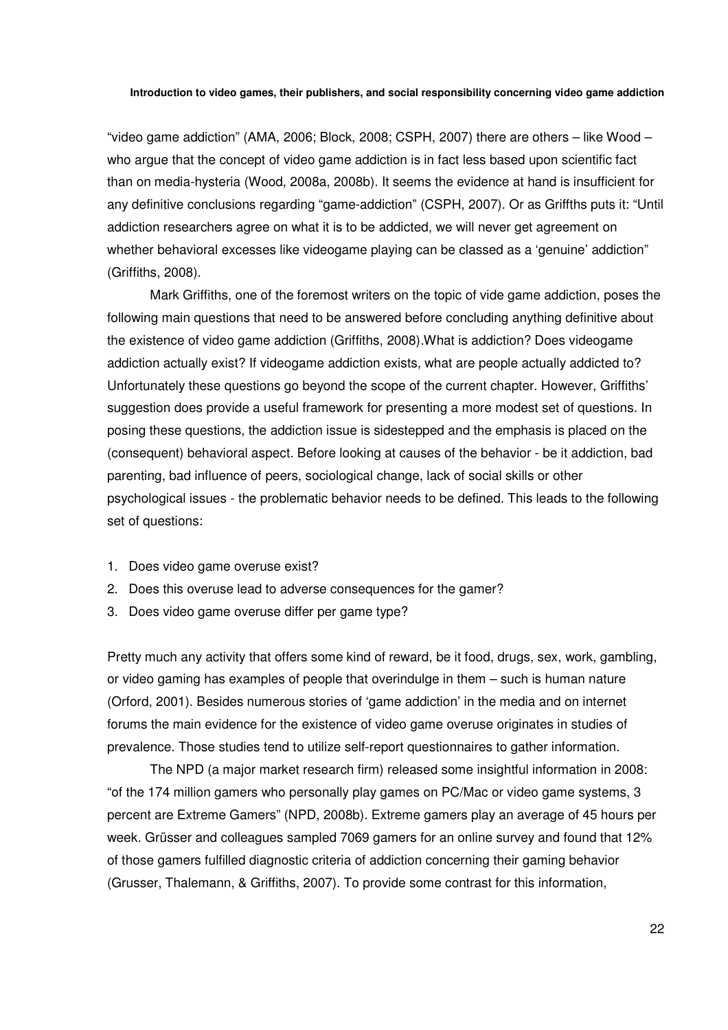"video game addiction" (AMA, 2006; Block, 2008; CSPH, 2007) there are others – like Wood – who argue that the concept of video game addiction is in fact less based upon scientific fact than on media-hysteria (Wood, 2008a, 2008b). It seems the evidence at hand is insufficient for any definitive conclusions regarding "game-addiction" (CSPH, 2007). Or as Griffths puts it: "Until addiction researchers agree on what it is to be addicted, we will never get agreement on whether behavioral excesses like videogame playing can be classed as a 'genuine' addiction" (Griffiths, 2008).

Mark Griffiths, one of the foremost writers on the topic of vide game addiction, poses the following main questions that need to be answered before concluding anything definitive about the existence of video game addiction (Griffiths, 2008).What is addiction? Does videogame addiction actually exist? If videogame addiction exists, what are people actually addicted to? Unfortunately these questions go beyond the scope of the current chapter. However, Griffiths' suggestion does provide a useful framework for presenting a more modest set of questions. In posing these questions, the addiction issue is sidestepped and the emphasis is placed on the (consequent) behavioral aspect. Before looking at causes of the behavior - be it addiction, bad parenting, bad influence of peers, sociological change, lack of social skills or other psychological issues - the problematic behavior needs to be defined. This leads to the following set of questions:

1. Does video game overuse exist?
2. Does this overuse lead to adverse consequences for the gamer?
3. Does video game overuse differ per game type?

Pretty much any activity that offers some kind of reward, be it food, drugs, sex, work, gambling, or video gaming has examples of people that overindulge in them – such is human nature (Orford, 2001). Besides numerous stories of 'game addiction' in the media and on internet forums the main evidence for the existence of video game overuse originates in studies of prevalence. Those studies tend to utilize self-report questionnaires to gather information.

The NPD (a major market research firm) released some insightful information in 2008: "of the 174 million gamers who personally play games on PC/Mac or video game systems, 3 percent are Extreme Gamers" (NPD, 2008b). Extreme gamers play an average of 45 hours per week. Grüsser and colleagues sampled 7069 gamers for an online survey and found that 12% of those gamers fulfilled diagnostic criteria of addiction concerning their gaming behavior (Grusser, Thalemann, & Griffiths, 2007). To provide some contrast for this information,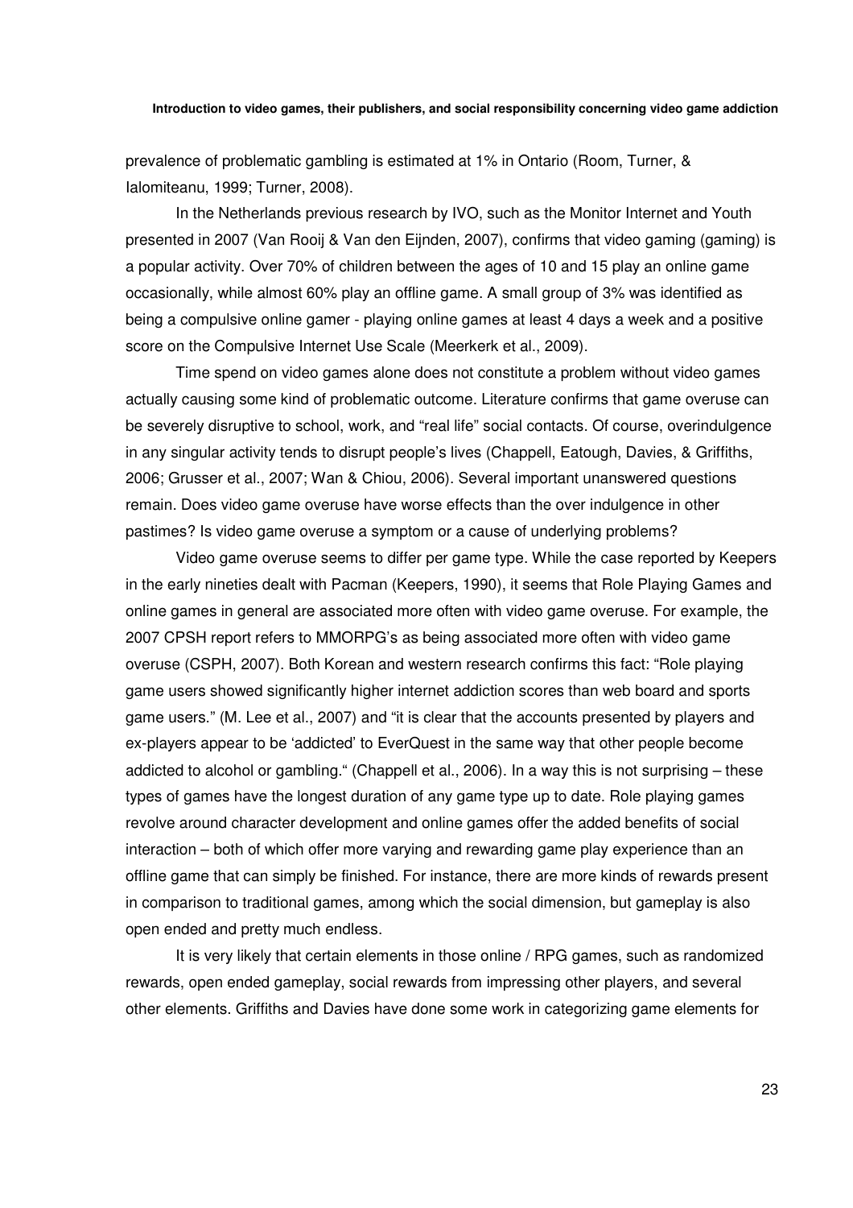prevalence of problematic gambling is estimated at 1% in Ontario (Room, Turner, & Ialomiteanu, 1999; Turner, 2008).

In the Netherlands previous research by IVO, such as the Monitor Internet and Youth presented in 2007 (Van Rooij & Van den Eijnden, 2007), confirms that video gaming (gaming) is a popular activity. Over 70% of children between the ages of 10 and 15 play an online game occasionally, while almost 60% play an offline game. A small group of 3% was identified as being a compulsive online gamer - playing online games at least 4 days a week and a positive score on the Compulsive Internet Use Scale (Meerkerk et al., 2009).

Time spend on video games alone does not constitute a problem without video games actually causing some kind of problematic outcome. Literature confirms that game overuse can be severely disruptive to school, work, and "real life" social contacts. Of course, overindulgence in any singular activity tends to disrupt people's lives (Chappell, Eatough, Davies, & Griffiths, 2006; Grusser et al., 2007; Wan & Chiou, 2006). Several important unanswered questions remain. Does video game overuse have worse effects than the over indulgence in other pastimes? Is video game overuse a symptom or a cause of underlying problems?

Video game overuse seems to differ per game type. While the case reported by Keepers in the early nineties dealt with Pacman (Keepers, 1990), it seems that Role Playing Games and online games in general are associated more often with video game overuse. For example, the 2007 CPSH report refers to MMORPG's as being associated more often with video game overuse (CSPH, 2007). Both Korean and western research confirms this fact: "Role playing game users showed significantly higher internet addiction scores than web board and sports game users." (M. Lee et al., 2007) and "it is clear that the accounts presented by players and ex-players appear to be 'addicted' to EverQuest in the same way that other people become addicted to alcohol or gambling." (Chappell et al., 2006). In a way this is not surprising – these types of games have the longest duration of any game type up to date. Role playing games revolve around character development and online games offer the added benefits of social interaction – both of which offer more varying and rewarding game play experience than an offline game that can simply be finished. For instance, there are more kinds of rewards present in comparison to traditional games, among which the social dimension, but gameplay is also open ended and pretty much endless.

It is very likely that certain elements in those online / RPG games, such as randomized rewards, open ended gameplay, social rewards from impressing other players, and several other elements. Griffiths and Davies have done some work in categorizing game elements for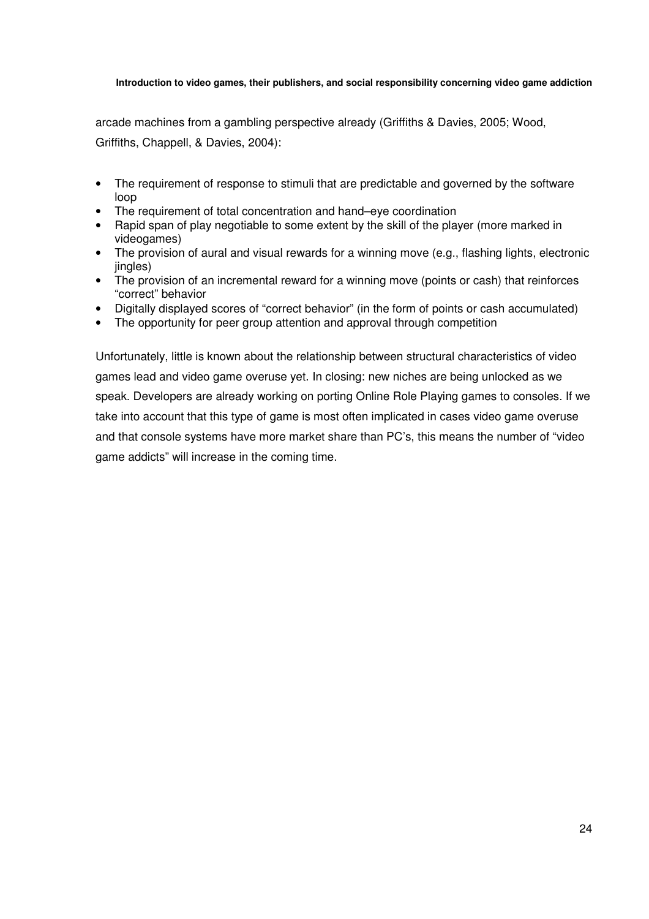arcade machines from a gambling perspective already (Griffiths & Davies, 2005; Wood, Griffiths, Chappell, & Davies, 2004):

- The requirement of response to stimuli that are predictable and governed by the software loop
- The requirement of total concentration and hand–eye coordination
- Rapid span of play negotiable to some extent by the skill of the player (more marked in videogames)
- The provision of aural and visual rewards for a winning move (e.g., flashing lights, electronic jingles)
- The provision of an incremental reward for a winning move (points or cash) that reinforces "correct" behavior
- Digitally displayed scores of "correct behavior" (in the form of points or cash accumulated)
- The opportunity for peer group attention and approval through competition

Unfortunately, little is known about the relationship between structural characteristics of video games lead and video game overuse yet. In closing: new niches are being unlocked as we speak. Developers are already working on porting Online Role Playing games to consoles. If we take into account that this type of game is most often implicated in cases video game overuse and that console systems have more market share than PC's, this means the number of "video game addicts" will increase in the coming time.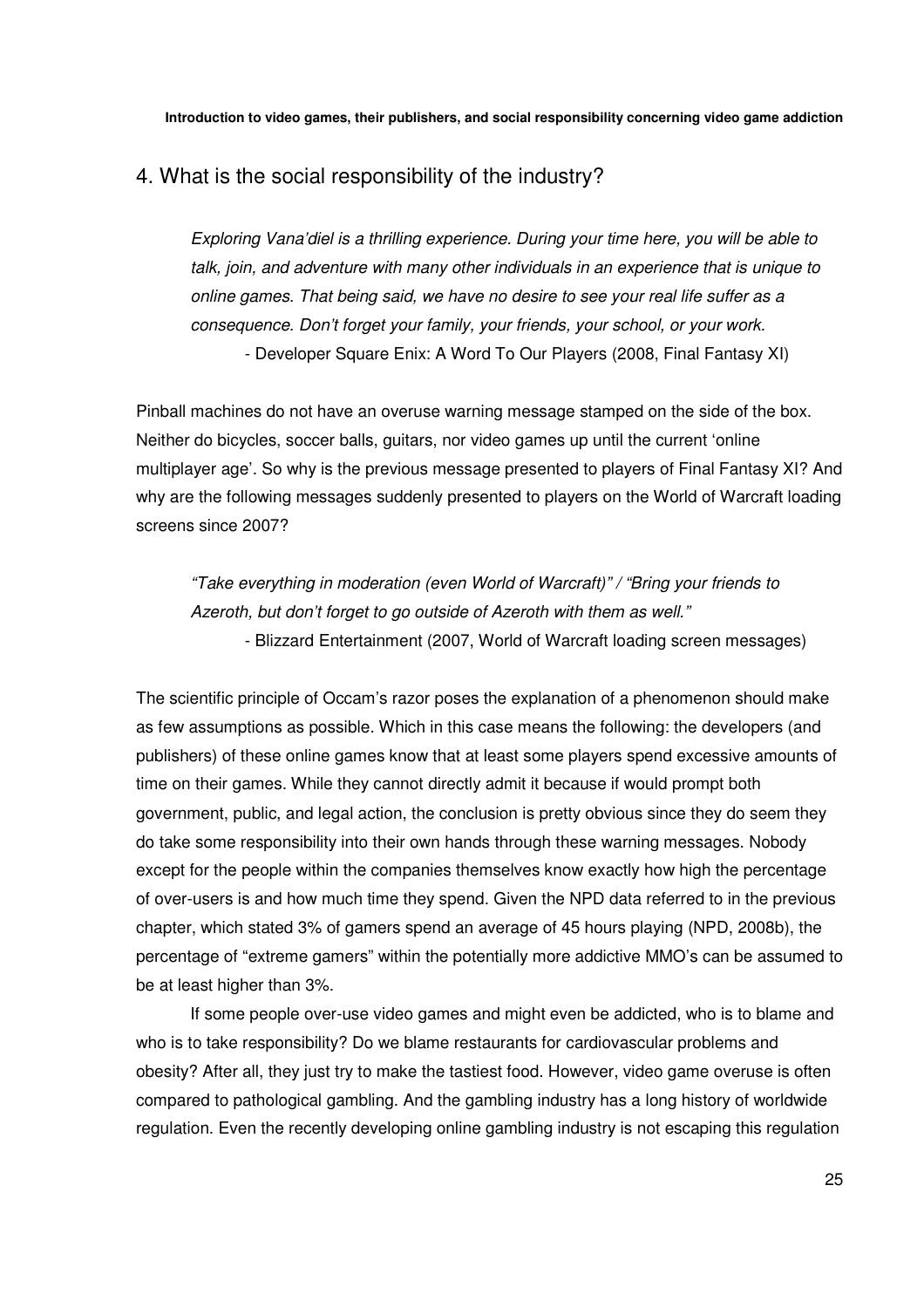## 4. What is the social responsibility of the industry?

> *Exploring Vana'diel is a thrilling experience. During your time here, you will be able to talk, join, and adventure with many other individuals in an experience that is unique to online games. That being said, we have no desire to see your real life suffer as a consequence. Don't forget your family, your friends, your school, or your work.*
>
> \- Developer Square Enix: A Word To Our Players (2008, Final Fantasy XI)

Pinball machines do not have an overuse warning message stamped on the side of the box. Neither do bicycles, soccer balls, guitars, nor video games up until the current 'online multiplayer age'. So why is the previous message presented to players of Final Fantasy XI? And why are the following messages suddenly presented to players on the World of Warcraft loading screens since 2007?

> *"Take everything in moderation (even World of Warcraft)" / "Bring your friends to Azeroth, but don't forget to go outside of Azeroth with them as well."*
>
> \- Blizzard Entertainment (2007, World of Warcraft loading screen messages)

The scientific principle of Occam's razor poses the explanation of a phenomenon should make as few assumptions as possible. Which in this case means the following: the developers (and publishers) of these online games know that at least some players spend excessive amounts of time on their games. While they cannot directly admit it because if would prompt both government, public, and legal action, the conclusion is pretty obvious since they do seem they do take some responsibility into their own hands through these warning messages. Nobody except for the people within the companies themselves know exactly how high the percentage of over-users is and how much time they spend. Given the NPD data referred to in the previous chapter, which stated 3% of gamers spend an average of 45 hours playing (NPD, 2008b), the percentage of "extreme gamers" within the potentially more addictive MMO's can be assumed to be at least higher than 3%.

If some people over-use video games and might even be addicted, who is to blame and who is to take responsibility? Do we blame restaurants for cardiovascular problems and obesity? After all, they just try to make the tastiest food. However, video game overuse is often compared to pathological gambling. And the gambling industry has a long history of worldwide regulation. Even the recently developing online gambling industry is not escaping this regulation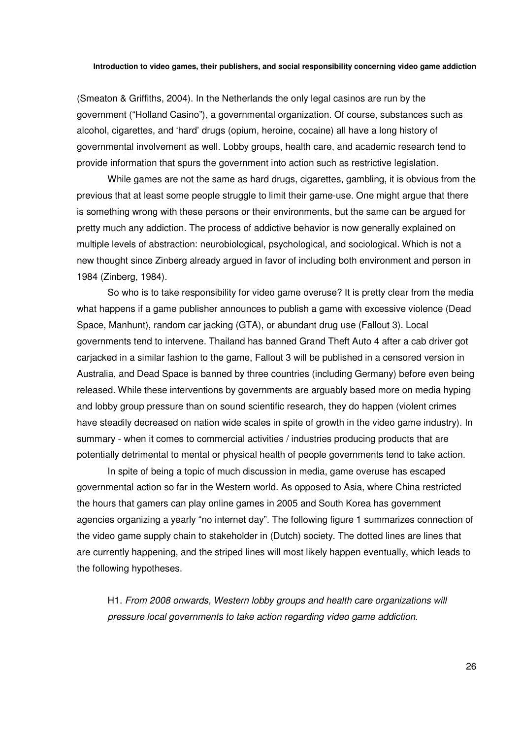(Smeaton & Griffiths, 2004). In the Netherlands the only legal casinos are run by the government ("Holland Casino"), a governmental organization. Of course, substances such as alcohol, cigarettes, and 'hard' drugs (opium, heroine, cocaine) all have a long history of governmental involvement as well. Lobby groups, health care, and academic research tend to provide information that spurs the government into action such as restrictive legislation.

While games are not the same as hard drugs, cigarettes, gambling, it is obvious from the previous that at least some people struggle to limit their game-use. One might argue that there is something wrong with these persons or their environments, but the same can be argued for pretty much any addiction. The process of addictive behavior is now generally explained on multiple levels of abstraction: neurobiological, psychological, and sociological. Which is not a new thought since Zinberg already argued in favor of including both environment and person in 1984 (Zinberg, 1984).

So who is to take responsibility for video game overuse? It is pretty clear from the media what happens if a game publisher announces to publish a game with excessive violence (Dead Space, Manhunt), random car jacking (GTA), or abundant drug use (Fallout 3). Local governments tend to intervene. Thailand has banned Grand Theft Auto 4 after a cab driver got carjacked in a similar fashion to the game, Fallout 3 will be published in a censored version in Australia, and Dead Space is banned by three countries (including Germany) before even being released. While these interventions by governments are arguably based more on media hyping and lobby group pressure than on sound scientific research, they do happen (violent crimes have steadily decreased on nation wide scales in spite of growth in the video game industry). In summary - when it comes to commercial activities / industries producing products that are potentially detrimental to mental or physical health of people governments tend to take action.

In spite of being a topic of much discussion in media, game overuse has escaped governmental action so far in the Western world. As opposed to Asia, where China restricted the hours that gamers can play online games in 2005 and South Korea has government agencies organizing a yearly "no internet day". The following figure 1 summarizes connection of the video game supply chain to stakeholder in (Dutch) society. The dotted lines are lines that are currently happening, and the striped lines will most likely happen eventually, which leads to the following hypotheses.

H1. *From 2008 onwards, Western lobby groups and health care organizations will pressure local governments to take action regarding video game addiction*.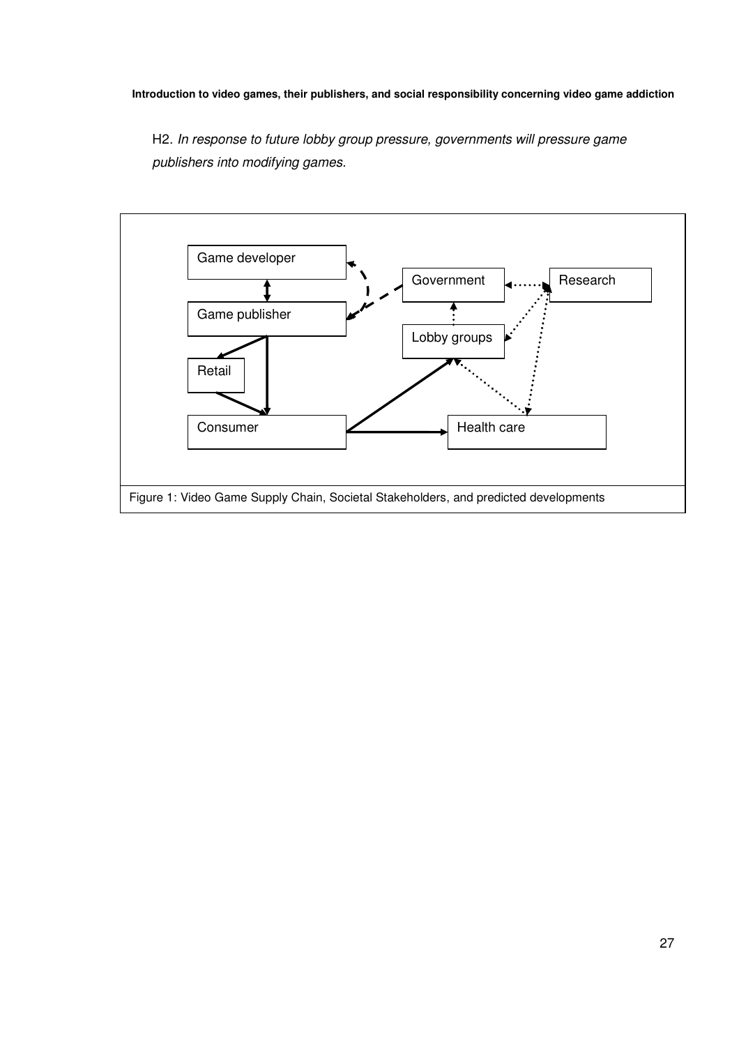H2. *In response to future lobby group pressure, governments will pressure game publishers into modifying games.*

Figure 1: Video Game Supply Chain, Societal Stakeholders, and predicted developments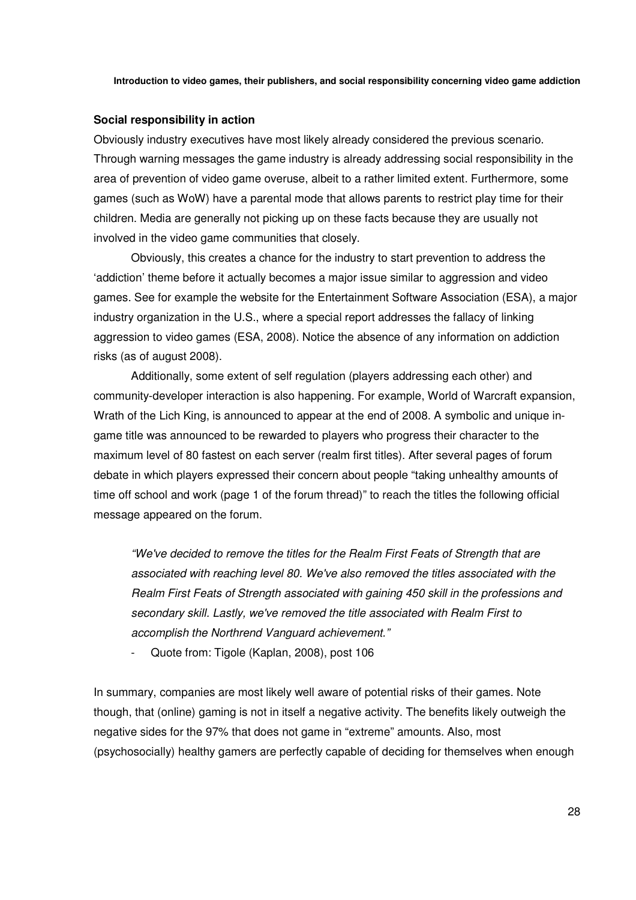### Social responsibility in action

Obviously industry executives have most likely already considered the previous scenario. Through warning messages the game industry is already addressing social responsibility in the area of prevention of video game overuse, albeit to a rather limited extent. Furthermore, some games (such as WoW) have a parental mode that allows parents to restrict play time for their children. Media are generally not picking up on these facts because they are usually not involved in the video game communities that closely.

Obviously, this creates a chance for the industry to start prevention to address the 'addiction' theme before it actually becomes a major issue similar to aggression and video games. See for example the website for the Entertainment Software Association (ESA), a major industry organization in the U.S., where a special report addresses the fallacy of linking aggression to video games (ESA, 2008). Notice the absence of any information on addiction risks (as of august 2008).

Additionally, some extent of self regulation (players addressing each other) and community-developer interaction is also happening. For example, World of Warcraft expansion, Wrath of the Lich King, is announced to appear at the end of 2008. A symbolic and unique in-game title was announced to be rewarded to players who progress their character to the maximum level of 80 fastest on each server (realm first titles). After several pages of forum debate in which players expressed their concern about people "taking unhealthy amounts of time off school and work (page 1 of the forum thread)" to reach the titles the following official message appeared on the forum.

> *"We've decided to remove the titles for the Realm First Feats of Strength that are associated with reaching level 80. We've also removed the titles associated with the Realm First Feats of Strength associated with gaining 450 skill in the professions and secondary skill. Lastly, we've removed the title associated with Realm First to accomplish the Northrend Vanguard achievement."*
>
> - Quote from: Tigole (Kaplan, 2008), post 106

In summary, companies are most likely well aware of potential risks of their games. Note though, that (online) gaming is not in itself a negative activity. The benefits likely outweigh the negative sides for the 97% that does not game in "extreme" amounts. Also, most (psychosocially) healthy gamers are perfectly capable of deciding for themselves when enough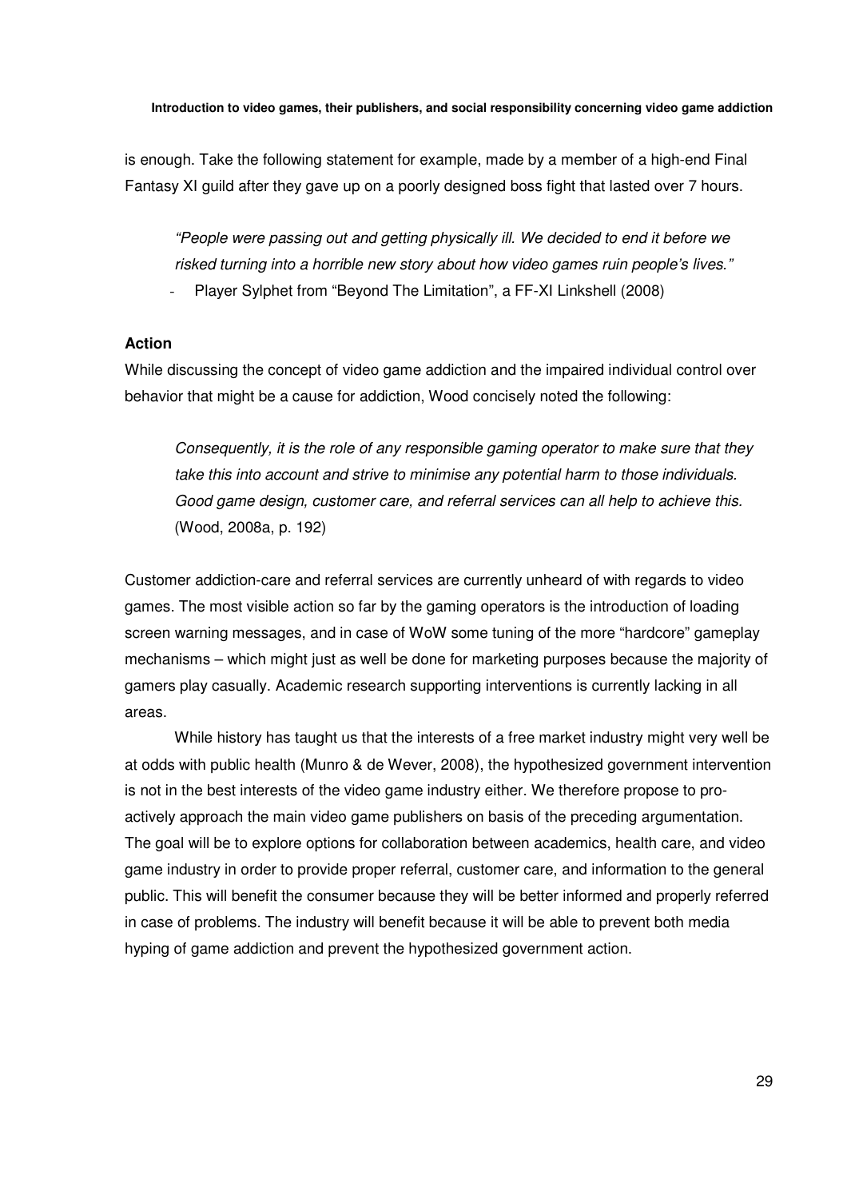is enough. Take the following statement for example, made by a member of a high-end Final Fantasy XI guild after they gave up on a poorly designed boss fight that lasted over 7 hours.

> *"People were passing out and getting physically ill. We decided to end it before we risked turning into a horrible new story about how video games ruin people's lives."*
>
> - Player Sylphet from "Beyond The Limitation", a FF-XI Linkshell (2008)

### Action

While discussing the concept of video game addiction and the impaired individual control over behavior that might be a cause for addiction, Wood concisely noted the following:

> *Consequently, it is the role of any responsible gaming operator to make sure that they take this into account and strive to minimise any potential harm to those individuals. Good game design, customer care, and referral services can all help to achieve this.* (Wood, 2008a, p. 192)

Customer addiction-care and referral services are currently unheard of with regards to video games. The most visible action so far by the gaming operators is the introduction of loading screen warning messages, and in case of WoW some tuning of the more "hardcore" gameplay mechanisms – which might just as well be done for marketing purposes because the majority of gamers play casually. Academic research supporting interventions is currently lacking in all areas.

While history has taught us that the interests of a free market industry might very well be at odds with public health (Munro & de Wever, 2008), the hypothesized government intervention is not in the best interests of the video game industry either. We therefore propose to pro-actively approach the main video game publishers on basis of the preceding argumentation. The goal will be to explore options for collaboration between academics, health care, and video game industry in order to provide proper referral, customer care, and information to the general public. This will benefit the consumer because they will be better informed and properly referred in case of problems. The industry will benefit because it will be able to prevent both media hyping of game addiction and prevent the hypothesized government action.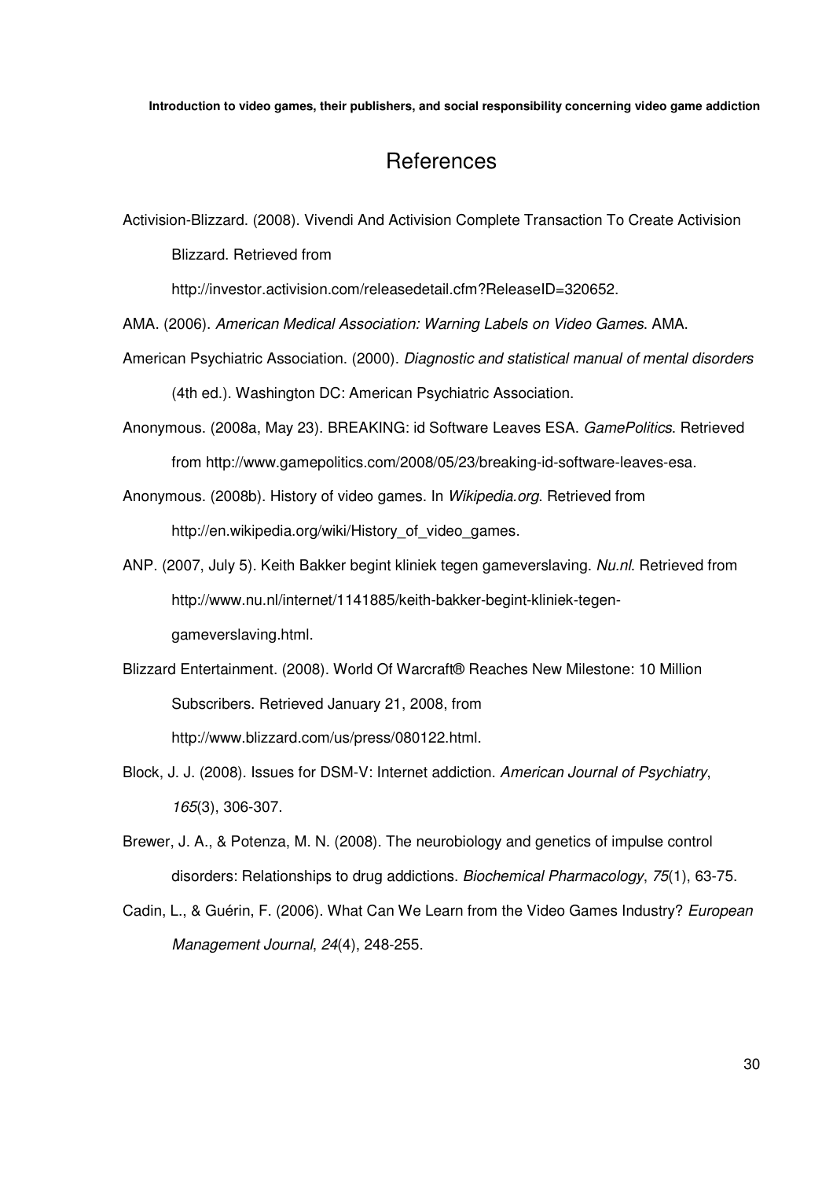# References

Activision-Blizzard. (2008). Vivendi And Activision Complete Transaction To Create Activision Blizzard. Retrieved from http://investor.activision.com/releasedetail.cfm?ReleaseID=320652.

AMA. (2006). *American Medical Association: Warning Labels on Video Games*. AMA.

American Psychiatric Association. (2000). *Diagnostic and statistical manual of mental disorders* (4th ed.). Washington DC: American Psychiatric Association.

Anonymous. (2008a, May 23). BREAKING: id Software Leaves ESA. *GamePolitics*. Retrieved from http://www.gamepolitics.com/2008/05/23/breaking-id-software-leaves-esa.

Anonymous. (2008b). History of video games. In *Wikipedia.org*. Retrieved from http://en.wikipedia.org/wiki/History_of_video_games.

ANP. (2007, July 5). Keith Bakker begint kliniek tegen gameverslaving. *Nu.nl*. Retrieved from http://www.nu.nl/internet/1141885/keith-bakker-begint-kliniek-tegen-gameverslaving.html.

Blizzard Entertainment. (2008). World Of Warcraft® Reaches New Milestone: 10 Million Subscribers. Retrieved January 21, 2008, from http://www.blizzard.com/us/press/080122.html.

Block, J. J. (2008). Issues for DSM-V: Internet addiction. *American Journal of Psychiatry*, *165*(3), 306-307.

Brewer, J. A., & Potenza, M. N. (2008). The neurobiology and genetics of impulse control disorders: Relationships to drug addictions. *Biochemical Pharmacology*, *75*(1), 63-75.

Cadin, L., & Guérin, F. (2006). What Can We Learn from the Video Games Industry? *European Management Journal*, *24*(4), 248-255.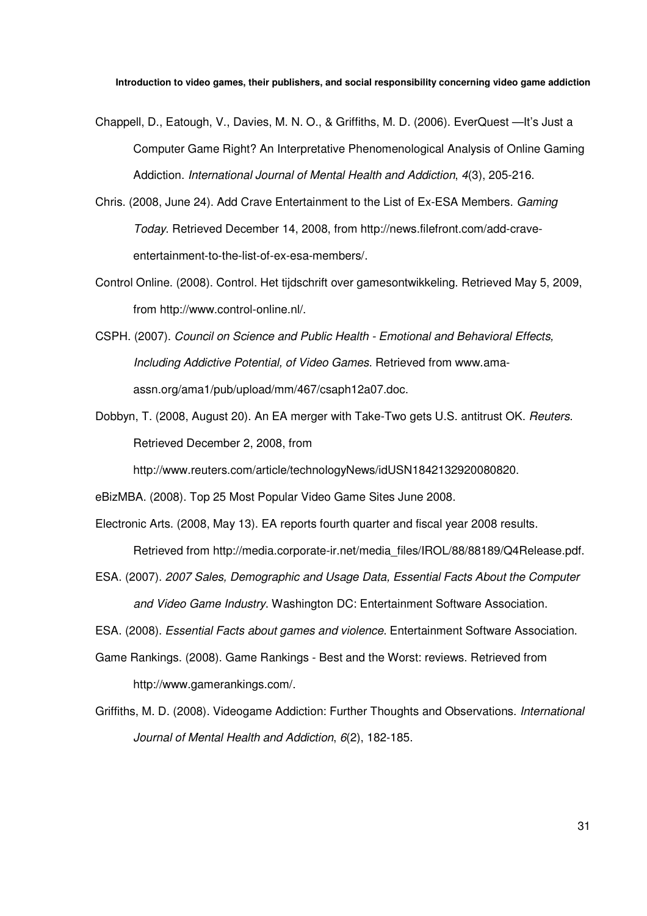Chappell, D., Eatough, V., Davies, M. N. O., & Griffiths, M. D. (2006). EverQuest —It's Just a Computer Game Right? An Interpretative Phenomenological Analysis of Online Gaming Addiction. *International Journal of Mental Health and Addiction*, *4*(3), 205-216.

Chris. (2008, June 24). Add Crave Entertainment to the List of Ex-ESA Members. *Gaming Today*. Retrieved December 14, 2008, from http://news.filefront.com/add-crave-entertainment-to-the-list-of-ex-esa-members/.

Control Online. (2008). Control. Het tijdschrift over gamesontwikkeling. Retrieved May 5, 2009, from http://www.control-online.nl/.

CSPH. (2007). *Council on Science and Public Health - Emotional and Behavioral Effects, Including Addictive Potential, of Video Games*. Retrieved from www.ama-assn.org/ama1/pub/upload/mm/467/csaph12a07.doc.

Dobbyn, T. (2008, August 20). An EA merger with Take-Two gets U.S. antitrust OK. *Reuters*. Retrieved December 2, 2008, from http://www.reuters.com/article/technologyNews/idUSN1842132920080820.

eBizMBA. (2008). Top 25 Most Popular Video Game Sites June 2008.

Electronic Arts. (2008, May 13). EA reports fourth quarter and fiscal year 2008 results. Retrieved from http://media.corporate-ir.net/media_files/IROL/88/88189/Q4Release.pdf.

ESA. (2007). *2007 Sales, Demographic and Usage Data, Essential Facts About the Computer and Video Game Industry*. Washington DC: Entertainment Software Association.

ESA. (2008). *Essential Facts about games and violence*. Entertainment Software Association.

Game Rankings. (2008). Game Rankings - Best and the Worst: reviews. Retrieved from http://www.gamerankings.com/.

Griffiths, M. D. (2008). Videogame Addiction: Further Thoughts and Observations. *International Journal of Mental Health and Addiction*, *6*(2), 182-185.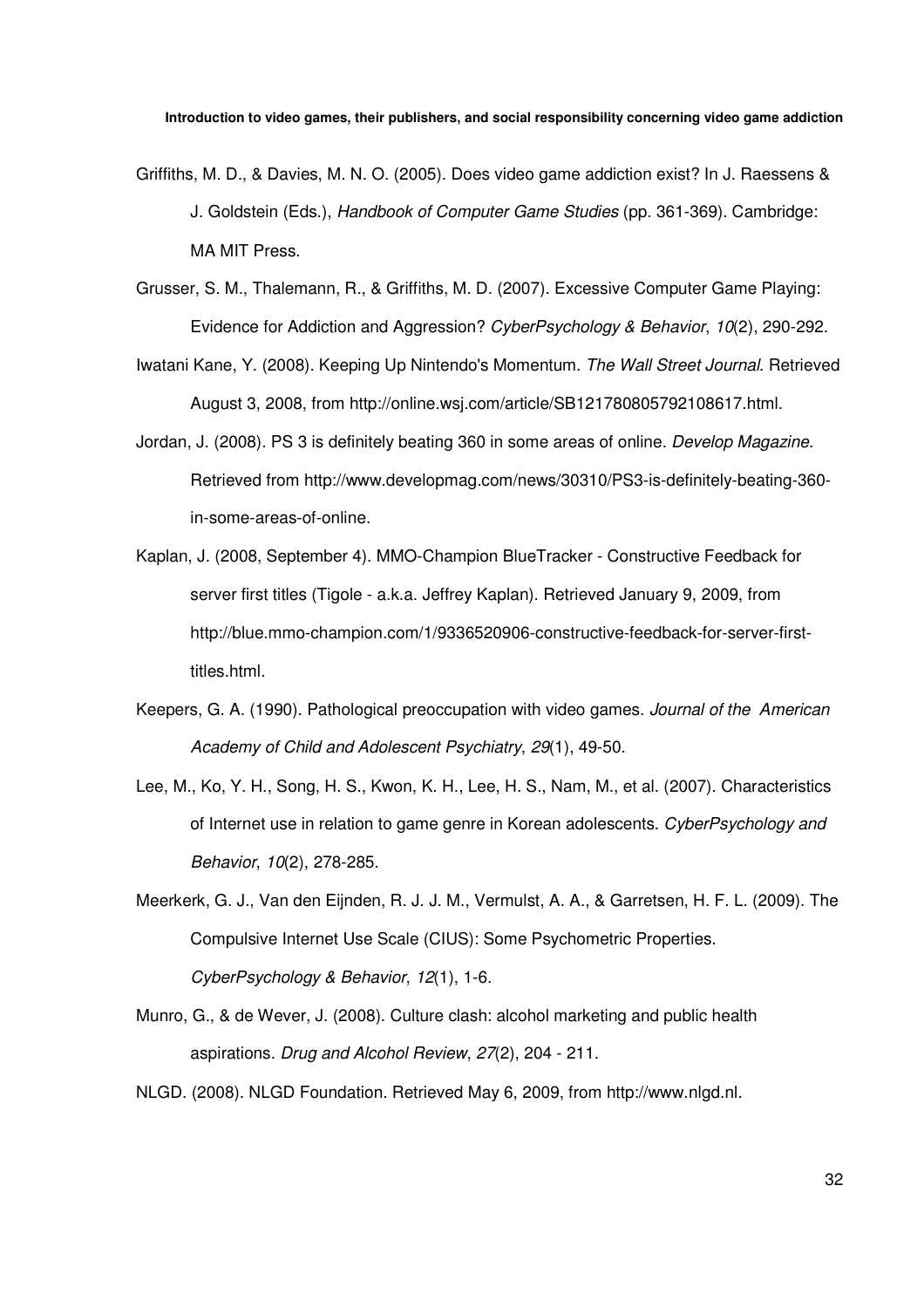Griffiths, M. D., & Davies, M. N. O. (2005). Does video game addiction exist? In J. Raessens & J. Goldstein (Eds.), *Handbook of Computer Game Studies* (pp. 361-369). Cambridge: MA MIT Press.

Grusser, S. M., Thalemann, R., & Griffiths, M. D. (2007). Excessive Computer Game Playing: Evidence for Addiction and Aggression? *CyberPsychology & Behavior*, *10*(2), 290-292.

Iwatani Kane, Y. (2008). Keeping Up Nintendo's Momentum. *The Wall Street Journal*. Retrieved August 3, 2008, from http://online.wsj.com/article/SB121780805792108617.html.

Jordan, J. (2008). PS 3 is definitely beating 360 in some areas of online. *Develop Magazine*. Retrieved from http://www.developmag.com/news/30310/PS3-is-definitely-beating-360-in-some-areas-of-online.

Kaplan, J. (2008, September 4). MMO-Champion BlueTracker - Constructive Feedback for server first titles (Tigole - a.k.a. Jeffrey Kaplan). Retrieved January 9, 2009, from http://blue.mmo-champion.com/1/9336520906-constructive-feedback-for-server-first-titles.html.

Keepers, G. A. (1990). Pathological preoccupation with video games. *Journal of the American Academy of Child and Adolescent Psychiatry*, *29*(1), 49-50.

Lee, M., Ko, Y. H., Song, H. S., Kwon, K. H., Lee, H. S., Nam, M., et al. (2007). Characteristics of Internet use in relation to game genre in Korean adolescents. *CyberPsychology and Behavior*, *10*(2), 278-285.

Meerkerk, G. J., Van den Eijnden, R. J. J. M., Vermulst, A. A., & Garretsen, H. F. L. (2009). The Compulsive Internet Use Scale (CIUS): Some Psychometric Properties. *CyberPsychology & Behavior*, *12*(1), 1-6.

Munro, G., & de Wever, J. (2008). Culture clash: alcohol marketing and public health aspirations. *Drug and Alcohol Review*, *27*(2), 204 - 211.

NLGD. (2008). NLGD Foundation. Retrieved May 6, 2009, from http://www.nlgd.nl.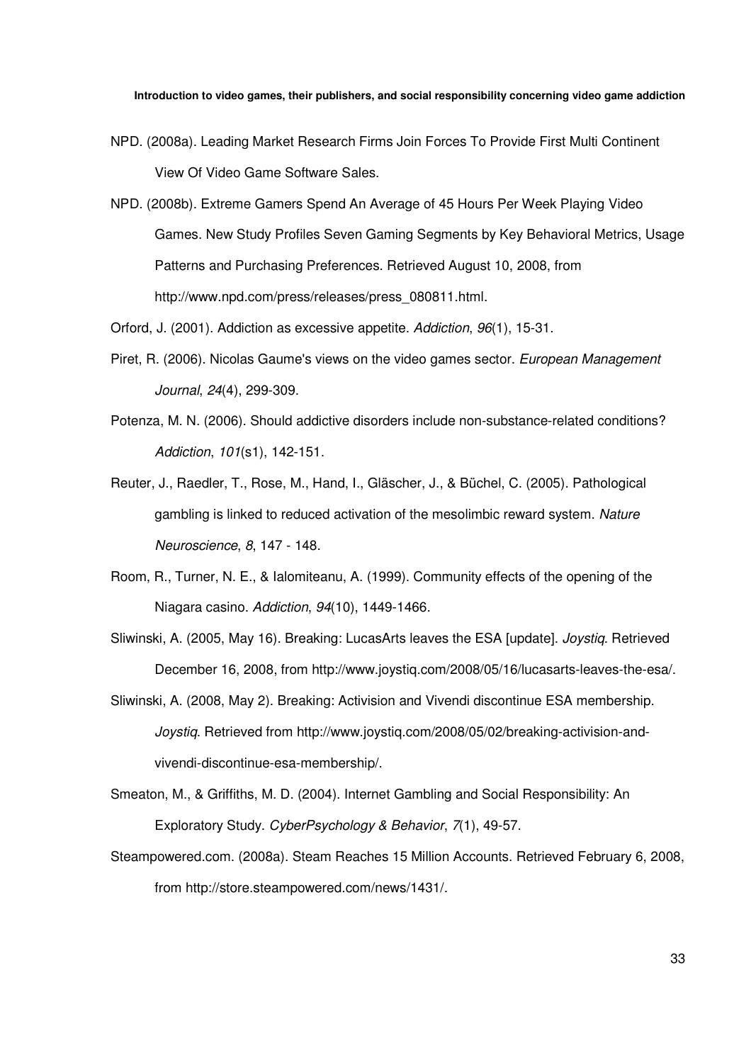NPD. (2008a). Leading Market Research Firms Join Forces To Provide First Multi Continent View Of Video Game Software Sales.

NPD. (2008b). Extreme Gamers Spend An Average of 45 Hours Per Week Playing Video Games. New Study Profiles Seven Gaming Segments by Key Behavioral Metrics, Usage Patterns and Purchasing Preferences. Retrieved August 10, 2008, from http://www.npd.com/press/releases/press_080811.html.

Orford, J. (2001). Addiction as excessive appetite. *Addiction*, *96*(1), 15-31.

Piret, R. (2006). Nicolas Gaume's views on the video games sector. *European Management Journal*, *24*(4), 299-309.

Potenza, M. N. (2006). Should addictive disorders include non-substance-related conditions? *Addiction*, *101*(s1), 142-151.

Reuter, J., Raedler, T., Rose, M., Hand, I., Gläscher, J., & Büchel, C. (2005). Pathological gambling is linked to reduced activation of the mesolimbic reward system. *Nature Neuroscience*, *8*, 147 - 148.

Room, R., Turner, N. E., & Ialomiteanu, A. (1999). Community effects of the opening of the Niagara casino. *Addiction*, *94*(10), 1449-1466.

Sliwinski, A. (2005, May 16). Breaking: LucasArts leaves the ESA [update]. *Joystiq*. Retrieved December 16, 2008, from http://www.joystiq.com/2008/05/16/lucasarts-leaves-the-esa/.

Sliwinski, A. (2008, May 2). Breaking: Activision and Vivendi discontinue ESA membership. *Joystiq*. Retrieved from http://www.joystiq.com/2008/05/02/breaking-activision-and-vivendi-discontinue-esa-membership/.

Smeaton, M., & Griffiths, M. D. (2004). Internet Gambling and Social Responsibility: An Exploratory Study. *CyberPsychology & Behavior*, *7*(1), 49-57.

Steampowered.com. (2008a). Steam Reaches 15 Million Accounts. Retrieved February 6, 2008, from http://store.steampowered.com/news/1431/.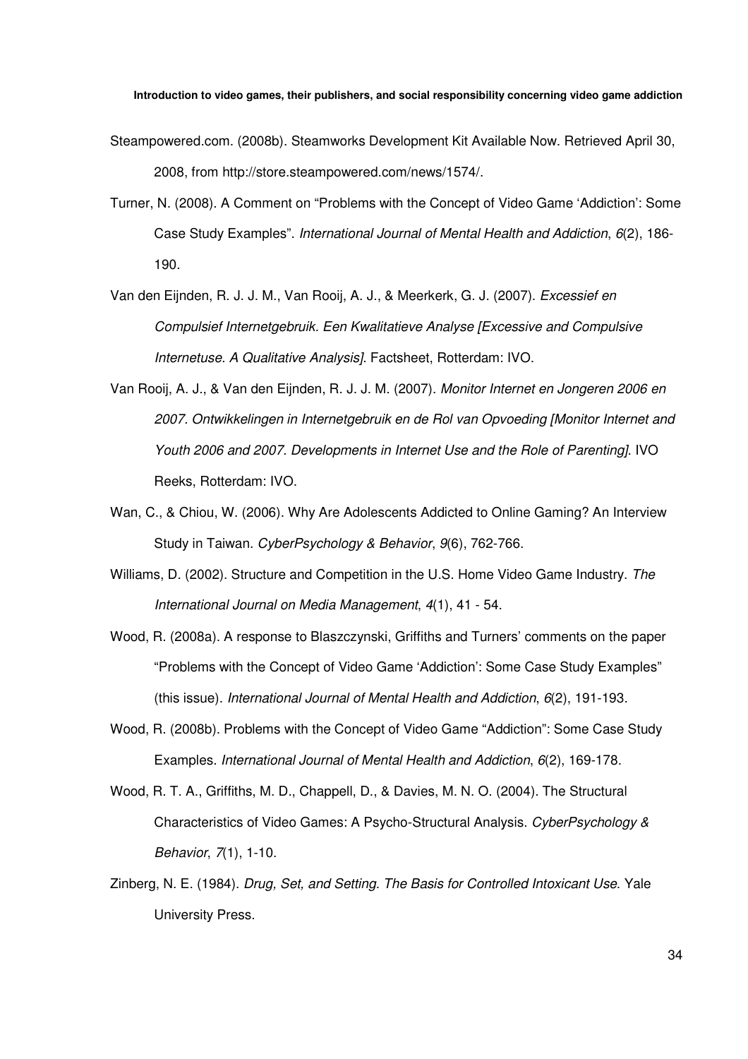Steampowered.com. (2008b). Steamworks Development Kit Available Now. Retrieved April 30, 2008, from http://store.steampowered.com/news/1574/.

Turner, N. (2008). A Comment on "Problems with the Concept of Video Game 'Addiction': Some Case Study Examples". *International Journal of Mental Health and Addiction*, *6*(2), 186-190.

Van den Eijnden, R. J. J. M., Van Rooij, A. J., & Meerkerk, G. J. (2007). *Excessief en Compulsief Internetgebruik. Een Kwalitatieve Analyse [Excessive and Compulsive Internetuse. A Qualitative Analysis]*. Factsheet, Rotterdam: IVO.

Van Rooij, A. J., & Van den Eijnden, R. J. J. M. (2007). *Monitor Internet en Jongeren 2006 en 2007. Ontwikkelingen in Internetgebruik en de Rol van Opvoeding [Monitor Internet and Youth 2006 and 2007. Developments in Internet Use and the Role of Parenting]*. IVO Reeks, Rotterdam: IVO.

Wan, C., & Chiou, W. (2006). Why Are Adolescents Addicted to Online Gaming? An Interview Study in Taiwan. *CyberPsychology & Behavior*, *9*(6), 762-766.

Williams, D. (2002). Structure and Competition in the U.S. Home Video Game Industry. *The International Journal on Media Management*, *4*(1), 41 - 54.

Wood, R. (2008a). A response to Blaszczynski, Griffiths and Turners' comments on the paper "Problems with the Concept of Video Game 'Addiction': Some Case Study Examples" (this issue). *International Journal of Mental Health and Addiction*, *6*(2), 191-193.

Wood, R. (2008b). Problems with the Concept of Video Game "Addiction": Some Case Study Examples. *International Journal of Mental Health and Addiction*, *6*(2), 169-178.

Wood, R. T. A., Griffiths, M. D., Chappell, D., & Davies, M. N. O. (2004). The Structural Characteristics of Video Games: A Psycho-Structural Analysis. *CyberPsychology & Behavior*, *7*(1), 1-10.

Zinberg, N. E. (1984). *Drug, Set, and Setting. The Basis for Controlled Intoxicant Use*. Yale University Press.